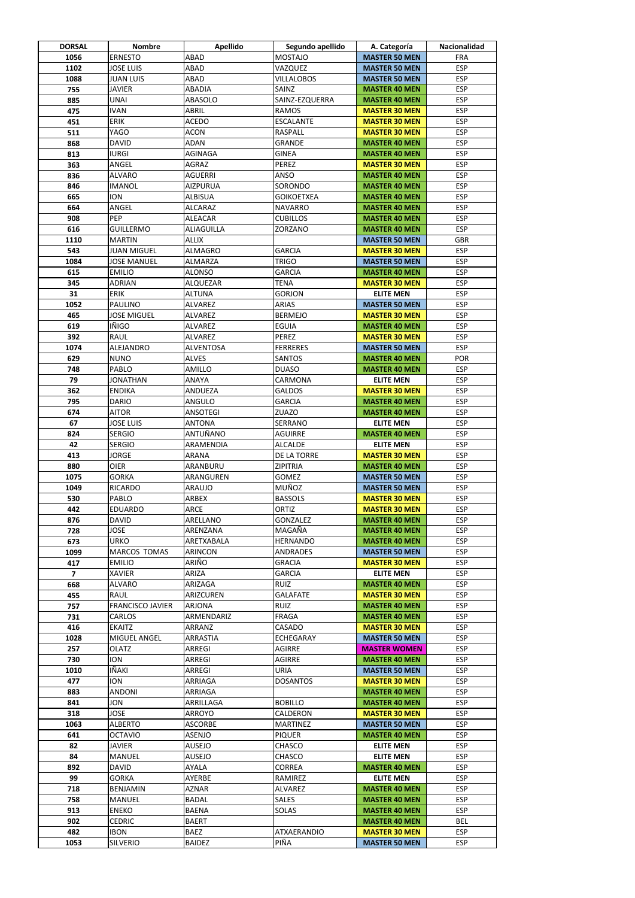| DORSAL | Nombre | Apellido | Segundo apellido | A. Categoría | Nacionalidad |
|---|---|---|---|---|---|
| 1056 | ERNESTO | ABAD | MOSTAJO | MASTER 50 MEN | FRA |
| 1102 | JOSE LUIS | ABAD | VAZQUEZ | MASTER 50 MEN | ESP |
| 1088 | JUAN LUIS | ABAD | VILLALOBOS | MASTER 50 MEN | ESP |
| 755 | JAVIER | ABADIA | SAINZ | MASTER 40 MEN | ESP |
| 885 | UNAI | ABASOLO | SAINZ-EZQUERRA | MASTER 40 MEN | ESP |
| 475 | IVAN | ABRIL | RAMOS | MASTER 30 MEN | ESP |
| 451 | ERIK | ACEDO | ESCALANTE | MASTER 30 MEN | ESP |
| 511 | YAGO | ACON | RASPALL | MASTER 30 MEN | ESP |
| 868 | DAVID | ADAN | GRANDE | MASTER 40 MEN | ESP |
| 813 | IURGI | AGINAGA | GINEA | MASTER 40 MEN | ESP |
| 363 | ANGEL | AGRAZ | PEREZ | MASTER 30 MEN | ESP |
| 836 | ALVARO | AGUERRI | ANSO | MASTER 40 MEN | ESP |
| 846 | IMANOL | AIZPURUA | SORONDO | MASTER 40 MEN | ESP |
| 665 | ION | ALBISUA | GOIKOETXEA | MASTER 40 MEN | ESP |
| 664 | ANGEL | ALCARAZ | NAVARRO | MASTER 40 MEN | ESP |
| 908 | PEP | ALEACAR | CUBILLOS | MASTER 40 MEN | ESP |
| 616 | GUILLERMO | ALIAGUILLA | ZORZANO | MASTER 40 MEN | ESP |
| 1110 | MARTIN | ALLIX | | MASTER 50 MEN | GBR |
| 543 | JUAN MIGUEL | ALMAGRO | GARCIA | MASTER 30 MEN | ESP |
| 1084 | JOSE MANUEL | ALMARZA | TRIGO | MASTER 50 MEN | ESP |
| 615 | EMILIO | ALONSO | GARCIA | MASTER 40 MEN | ESP |
| 345 | ADRIAN | ALQUEZAR | TENA | MASTER 30 MEN | ESP |
| 31 | ERIK | ALTUNA | GORJON | ELITE MEN | ESP |
| 1052 | PAULINO | ALVAREZ | ARIAS | MASTER 50 MEN | ESP |
| 465 | JOSE MIGUEL | ALVAREZ | BERMEJO | MASTER 30 MEN | ESP |
| 619 | IÑIGO | ALVAREZ | EGUIA | MASTER 40 MEN | ESP |
| 392 | RAUL | ALVAREZ | PEREZ | MASTER 30 MEN | ESP |
| 1074 | ALEJANDRO | ALVENTOSA | FERRERES | MASTER 50 MEN | ESP |
| 629 | NUNO | ALVES | SANTOS | MASTER 40 MEN | POR |
| 748 | PABLO | AMILLO | DUASO | MASTER 40 MEN | ESP |
| 79 | JONATHAN | ANAYA | CARMONA | ELITE MEN | ESP |
| 362 | ENDIKA | ANDUEZA | GALDOS | MASTER 30 MEN | ESP |
| 795 | DARIO | ANGULO | GARCIA | MASTER 40 MEN | ESP |
| 674 | AITOR | ANSOTEGI | ZUAZO | MASTER 40 MEN | ESP |
| 67 | JOSE LUIS | ANTONA | SERRANO | ELITE MEN | ESP |
| 824 | SERGIO | ANTUÑANO | AGUIRRE | MASTER 40 MEN | ESP |
| 42 | SERGIO | ARAMENDIA | ALCALDE | ELITE MEN | ESP |
| 413 | JORGE | ARANA | DE LA TORRE | MASTER 30 MEN | ESP |
| 880 | OIER | ARANBURU | ZIPITRIA | MASTER 40 MEN | ESP |
| 1075 | GORKA | ARANGUREN | GOMEZ | MASTER 50 MEN | ESP |
| 1049 | RICARDO | ARAUJO | MUÑOZ | MASTER 50 MEN | ESP |
| 530 | PABLO | ARBEX | BASSOLS | MASTER 30 MEN | ESP |
| 442 | EDUARDO | ARCE | ORTIZ | MASTER 30 MEN | ESP |
| 876 | DAVID | ARELLANO | GONZALEZ | MASTER 40 MEN | ESP |
| 728 | JOSE | ARENZANA | MAGAÑA | MASTER 40 MEN | ESP |
| 673 | URKO | ARETXABALA | HERNANDO | MASTER 40 MEN | ESP |
| 1099 | MARCOS TOMAS | ARINCON | ANDRADES | MASTER 50 MEN | ESP |
| 417 | EMILIO | ARIÑO | GRACIA | MASTER 30 MEN | ESP |
| 7 | XAVIER | ARIZA | GARCIA | ELITE MEN | ESP |
| 668 | ALVARO | ARIZAGA | RUIZ | MASTER 40 MEN | ESP |
| 455 | RAUL | ARIZCUREN | GALAFATE | MASTER 30 MEN | ESP |
| 757 | FRANCISCO JAVIER | ARJONA | RUIZ | MASTER 40 MEN | ESP |
| 731 | CARLOS | ARMENDARIZ | FRAGA | MASTER 40 MEN | ESP |
| 416 | EKAITZ | ARRANZ | CASADO | MASTER 30 MEN | ESP |
| 1028 | MIGUEL ANGEL | ARRASTIA | ECHEGARAY | MASTER 50 MEN | ESP |
| 257 | OLATZ | ARREGI | AGIRRE | MASTER WOMEN | ESP |
| 730 | ION | ARREGI | AGIRRE | MASTER 40 MEN | ESP |
| 1010 | IÑAKI | ARREGI | URIA | MASTER 50 MEN | ESP |
| 477 | ION | ARRIAGA | DOSANTOS | MASTER 30 MEN | ESP |
| 883 | ANDONI | ARRIAGA | | MASTER 40 MEN | ESP |
| 841 | JON | ARRILLAGA | BOBILLO | MASTER 40 MEN | ESP |
| 318 | JOSE | ARROYO | CALDERON | MASTER 30 MEN | ESP |
| 1063 | ALBERTO | ASCORBE | MARTINEZ | MASTER 50 MEN | ESP |
| 641 | OCTAVIO | ASENJO | PIQUER | MASTER 40 MEN | ESP |
| 82 | JAVIER | AUSEJO | CHASCO | ELITE MEN | ESP |
| 84 | MANUEL | AUSEJO | CHASCO | ELITE MEN | ESP |
| 892 | DAVID | AYALA | CORREA | MASTER 40 MEN | ESP |
| 99 | GORKA | AYERBE | RAMIREZ | ELITE MEN | ESP |
| 718 | BENJAMIN | AZNAR | ALVAREZ | MASTER 40 MEN | ESP |
| 758 | MANUEL | BADAL | SALES | MASTER 40 MEN | ESP |
| 913 | ENEKO | BAENA | SOLAS | MASTER 40 MEN | ESP |
| 902 | CEDRIC | BAERT | | MASTER 40 MEN | BEL |
| 482 | IBON | BAEZ | ATXAERANDIO | MASTER 30 MEN | ESP |
| 1053 | SILVERIO | BAIDEZ | PIÑA | MASTER 50 MEN | ESP |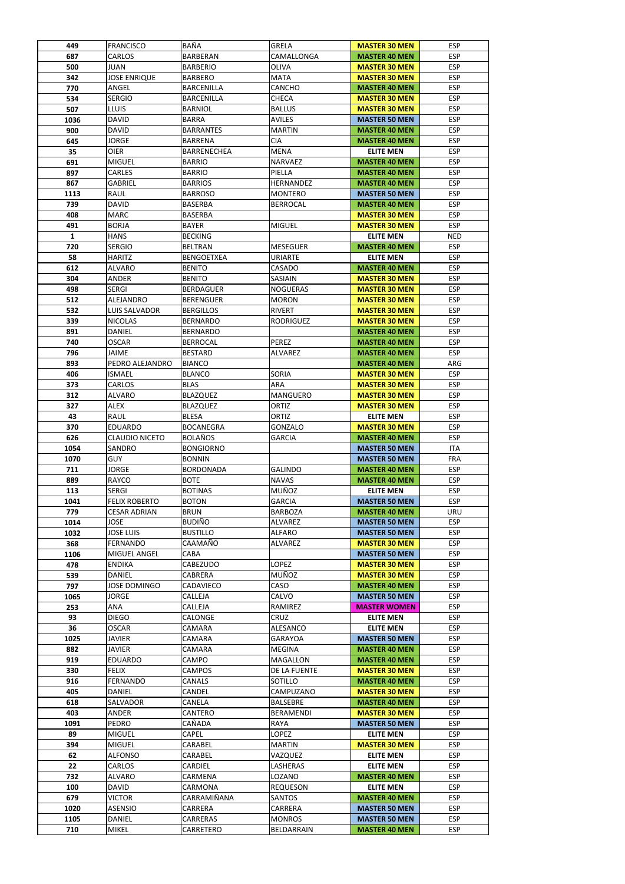| 449 | FRANCISCO | BAÑA | GRELA | MASTER 30 MEN | ESP |
|---|---|---|---|---|---|
| 687 | CARLOS | BARBERAN | CAMALLONGA | MASTER 40 MEN | ESP |
| 500 | JUAN | BARBERIO | OLIVA | MASTER 30 MEN | ESP |
| 342 | JOSE ENRIQUE | BARBERO | MATA | MASTER 30 MEN | ESP |
| 770 | ANGEL | BARCENILLA | CANCHO | MASTER 40 MEN | ESP |
| 534 | SERGIO | BARCENILLA | CHECA | MASTER 30 MEN | ESP |
| 507 | LLUIS | BARNIOL | BALLUS | MASTER 30 MEN | ESP |
| 1036 | DAVID | BARRA | AVILES | MASTER 50 MEN | ESP |
| 900 | DAVID | BARRANTES | MARTIN | MASTER 40 MEN | ESP |
| 645 | JORGE | BARRENA | CIA | MASTER 40 MEN | ESP |
| 35 | OIER | BARRENECHEA | MENA | ELITE MEN | ESP |
| 691 | MIGUEL | BARRIO | NARVAEZ | MASTER 40 MEN | ESP |
| 897 | CARLES | BARRIO | PIELLA | MASTER 40 MEN | ESP |
| 867 | GABRIEL | BARRIOS | HERNANDEZ | MASTER 40 MEN | ESP |
| 1113 | RAUL | BARROSO | MONTERO | MASTER 50 MEN | ESP |
| 739 | DAVID | BASERBA | BERROCAL | MASTER 40 MEN | ESP |
| 408 | MARC | BASERBA | | MASTER 30 MEN | ESP |
| 491 | BORJA | BAYER | MIGUEL | MASTER 30 MEN | ESP |
| 1 | HANS | BECKING | | ELITE MEN | NED |
| 720 | SERGIO | BELTRAN | MESEGUER | MASTER 40 MEN | ESP |
| 58 | HARITZ | BENGOETXEA | URIARTE | ELITE MEN | ESP |
| 612 | ALVARO | BENITO | CASADO | MASTER 40 MEN | ESP |
| 304 | ANDER | BENITO | SASIAIN | MASTER 30 MEN | ESP |
| 498 | SERGI | BERDAGUER | NOGUERAS | MASTER 30 MEN | ESP |
| 512 | ALEJANDRO | BERENGUER | MORON | MASTER 30 MEN | ESP |
| 532 | LUIS SALVADOR | BERGILLOS | RIVERT | MASTER 30 MEN | ESP |
| 339 | NICOLAS | BERNARDO | RODRIGUEZ | MASTER 30 MEN | ESP |
| 891 | DANIEL | BERNARDO | | MASTER 40 MEN | ESP |
| 740 | OSCAR | BERROCAL | PEREZ | MASTER 40 MEN | ESP |
| 796 | JAIME | BESTARD | ALVAREZ | MASTER 40 MEN | ESP |
| 893 | PEDRO ALEJANDRO | BIANCO | | MASTER 40 MEN | ARG |
| 406 | ISMAEL | BLANCO | SORIA | MASTER 30 MEN | ESP |
| 373 | CARLOS | BLAS | ARA | MASTER 30 MEN | ESP |
| 312 | ALVARO | BLAZQUEZ | MANGUERO | MASTER 30 MEN | ESP |
| 327 | ALEX | BLAZQUEZ | ORTIZ | MASTER 30 MEN | ESP |
| 43 | RAUL | BLESA | ORTIZ | ELITE MEN | ESP |
| 370 | EDUARDO | BOCANEGRA | GONZALO | MASTER 30 MEN | ESP |
| 626 | CLAUDIO NICETO | BOLAÑOS | GARCIA | MASTER 40 MEN | ESP |
| 1054 | SANDRO | BONGIORNO | | MASTER 50 MEN | ITA |
| 1070 | GUY | BONNIN | | MASTER 50 MEN | FRA |
| 711 | JORGE | BORDONADA | GALINDO | MASTER 40 MEN | ESP |
| 889 | RAYCO | BOTE | NAVAS | MASTER 40 MEN | ESP |
| 113 | SERGI | BOTINAS | MUÑOZ | ELITE MEN | ESP |
| 1041 | FELIX ROBERTO | BOTON | GARCIA | MASTER 50 MEN | ESP |
| 779 | CESAR ADRIAN | BRUN | BARBOZA | MASTER 40 MEN | URU |
| 1014 | JOSE | BUDIÑO | ALVAREZ | MASTER 50 MEN | ESP |
| 1032 | JOSE LUIS | BUSTILLO | ALFARO | MASTER 50 MEN | ESP |
| 368 | FERNANDO | CAAMAÑO | ALVAREZ | MASTER 30 MEN | ESP |
| 1106 | MIGUEL ANGEL | CABA | | MASTER 50 MEN | ESP |
| 478 | ENDIKA | CABEZUDO | LOPEZ | MASTER 30 MEN | ESP |
| 539 | DANIEL | CABRERA | MUÑOZ | MASTER 30 MEN | ESP |
| 797 | JOSE DOMINGO | CADAVIECO | CASO | MASTER 40 MEN | ESP |
| 1065 | JORGE | CALLEJA | CALVO | MASTER 50 MEN | ESP |
| 253 | ANA | CALLEJA | RAMIREZ | MASTER WOMEN | ESP |
| 93 | DIEGO | CALONGE | CRUZ | ELITE MEN | ESP |
| 36 | OSCAR | CAMARA | ALESANCO | ELITE MEN | ESP |
| 1025 | JAVIER | CAMARA | GARAYOA | MASTER 50 MEN | ESP |
| 882 | JAVIER | CAMARA | MEGINA | MASTER 40 MEN | ESP |
| 919 | EDUARDO | CAMPO | MAGALLON | MASTER 40 MEN | ESP |
| 330 | FELIX | CAMPOS | DE LA FUENTE | MASTER 30 MEN | ESP |
| 916 | FERNANDO | CANALS | SOTILLO | MASTER 40 MEN | ESP |
| 405 | DANIEL | CANDEL | CAMPUZANO | MASTER 30 MEN | ESP |
| 618 | SALVADOR | CANELA | BALSEBRE | MASTER 40 MEN | ESP |
| 403 | ANDER | CANTERO | BERAMENDI | MASTER 30 MEN | ESP |
| 1091 | PEDRO | CAÑADA | RAYA | MASTER 50 MEN | ESP |
| 89 | MIGUEL | CAPEL | LOPEZ | ELITE MEN | ESP |
| 394 | MIGUEL | CARABEL | MARTIN | MASTER 30 MEN | ESP |
| 62 | ALFONSO | CARABEL | VAZQUEZ | ELITE MEN | ESP |
| 22 | CARLOS | CARDIEL | LASHERAS | ELITE MEN | ESP |
| 732 | ALVARO | CARMENA | LOZANO | MASTER 40 MEN | ESP |
| 100 | DAVID | CARMONA | REQUESON | ELITE MEN | ESP |
| 679 | VICTOR | CARRAMIÑANA | SANTOS | MASTER 40 MEN | ESP |
| 1020 | ASENSIO | CARRERA | CARRERA | MASTER 50 MEN | ESP |
| 1105 | DANIEL | CARRERAS | MONROS | MASTER 50 MEN | ESP |
| 710 | MIKEL | CARRETERO | BELDARRAIN | MASTER 40 MEN | ESP |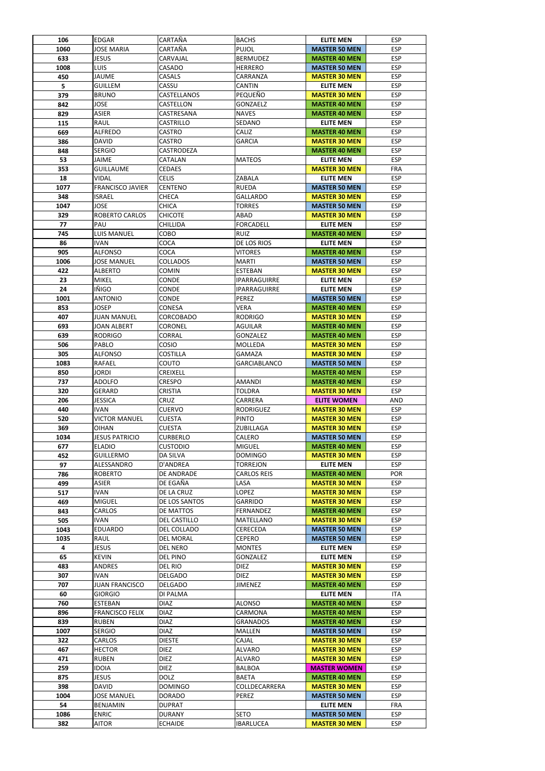| | | | | | |
|---|---|---|---|---|---|
| 106 | EDGAR | CARTAÑA | BACHS | ELITE MEN | ESP |
| 1060 | JOSE MARIA | CARTAÑA | PUJOL | MASTER 50 MEN | ESP |
| 633 | JESUS | CARVAJAL | BERMUDEZ | MASTER 40 MEN | ESP |
| 1008 | LUIS | CASADO | HERRERO | MASTER 50 MEN | ESP |
| 450 | JAUME | CASALS | CARRANZA | MASTER 30 MEN | ESP |
| 5 | GUILLEM | CASSU | CANTIN | ELITE MEN | ESP |
| 379 | BRUNO | CASTELLANOS | PEQUEÑO | MASTER 30 MEN | ESP |
| 842 | JOSE | CASTELLON | GONZAELZ | MASTER 40 MEN | ESP |
| 829 | ASIER | CASTRESANA | NAVES | MASTER 40 MEN | ESP |
| 115 | RAUL | CASTRILLO | SEDANO | ELITE MEN | ESP |
| 669 | ALFREDO | CASTRO | CALIZ | MASTER 40 MEN | ESP |
| 386 | DAVID | CASTRO | GARCIA | MASTER 30 MEN | ESP |
| 848 | SERGIO | CASTRODEZA | | MASTER 40 MEN | ESP |
| 53 | JAIME | CATALAN | MATEOS | ELITE MEN | ESP |
| 353 | GUILLAUME | CEDAES | | MASTER 30 MEN | FRA |
| 18 | VIDAL | CELIS | ZABALA | ELITE MEN | ESP |
| 1077 | FRANCISCO JAVIER | CENTENO | RUEDA | MASTER 50 MEN | ESP |
| 348 | ISRAEL | CHECA | GALLARDO | MASTER 30 MEN | ESP |
| 1047 | JOSE | CHICA | TORRES | MASTER 50 MEN | ESP |
| 329 | ROBERTO CARLOS | CHICOTE | ABAD | MASTER 30 MEN | ESP |
| 77 | PAU | CHILLIDA | FORCADELL | ELITE MEN | ESP |
| 745 | LUIS MANUEL | COBO | RUIZ | MASTER 40 MEN | ESP |
| 86 | IVAN | COCA | DE LOS RIOS | ELITE MEN | ESP |
| 905 | ALFONSO | COCA | VITORES | MASTER 40 MEN | ESP |
| 1006 | JOSE MANUEL | COLLADOS | MARTI | MASTER 50 MEN | ESP |
| 422 | ALBERTO | COMIN | ESTEBAN | MASTER 30 MEN | ESP |
| 23 | MIKEL | CONDE | IPARRAGUIRRE | ELITE MEN | ESP |
| 24 | IÑIGO | CONDE | IPARRAGUIRRE | ELITE MEN | ESP |
| 1001 | ANTONIO | CONDE | PEREZ | MASTER 50 MEN | ESP |
| 853 | JOSEP | CONESA | VERA | MASTER 40 MEN | ESP |
| 407 | JUAN MANUEL | CORCOBADO | RODRIGO | MASTER 30 MEN | ESP |
| 693 | JOAN ALBERT | CORONEL | AGUILAR | MASTER 40 MEN | ESP |
| 639 | RODRIGO | CORRAL | GONZALEZ | MASTER 40 MEN | ESP |
| 506 | PABLO | COSIO | MOLLEDA | MASTER 30 MEN | ESP |
| 305 | ALFONSO | COSTILLA | GAMAZA | MASTER 30 MEN | ESP |
| 1083 | RAFAEL | COUTO | GARCIABLANCO | MASTER 50 MEN | ESP |
| 850 | JORDI | CREIXELL | | MASTER 40 MEN | ESP |
| 737 | ADOLFO | CRESPO | AMANDI | MASTER 40 MEN | ESP |
| 320 | GERARD | CRISTIA | TOLDRA | MASTER 30 MEN | ESP |
| 206 | JESSICA | CRUZ | CARRERA | ELITE WOMEN | AND |
| 440 | IVAN | CUERVO | RODRIGUEZ | MASTER 30 MEN | ESP |
| 520 | VICTOR MANUEL | CUESTA | PINTO | MASTER 30 MEN | ESP |
| 369 | OIHAN | CUESTA | ZUBILLAGA | MASTER 30 MEN | ESP |
| 1034 | JESUS PATRICIO | CURBERLO | CALERO | MASTER 50 MEN | ESP |
| 677 | ELADIO | CUSTODIO | MIGUEL | MASTER 40 MEN | ESP |
| 452 | GUILLERMO | DA SILVA | DOMINGO | MASTER 30 MEN | ESP |
| 97 | ALESSANDRO | D'ANDREA | TORREJON | ELITE MEN | ESP |
| 786 | ROBERTO | DE ANDRADE | CARLOS REIS | MASTER 40 MEN | POR |
| 499 | ASIER | DE EGAÑA | LASA | MASTER 30 MEN | ESP |
| 517 | IVAN | DE LA CRUZ | LOPEZ | MASTER 30 MEN | ESP |
| 469 | MIGUEL | DE LOS SANTOS | GARRIDO | MASTER 30 MEN | ESP |
| 843 | CARLOS | DE MATTOS | FERNANDEZ | MASTER 40 MEN | ESP |
| 505 | IVAN | DEL CASTILLO | MATELLANO | MASTER 30 MEN | ESP |
| 1043 | EDUARDO | DEL COLLADO | CERECEDA | MASTER 50 MEN | ESP |
| 1035 | RAUL | DEL MORAL | CEPERO | MASTER 50 MEN | ESP |
| 4 | JESUS | DEL NERO | MONTES | ELITE MEN | ESP |
| 65 | KEVIN | DEL PINO | GONZALEZ | ELITE MEN | ESP |
| 483 | ANDRES | DEL RIO | DIEZ | MASTER 30 MEN | ESP |
| 307 | IVAN | DELGADO | DIEZ | MASTER 30 MEN | ESP |
| 707 | JUAN FRANCISCO | DELGADO | JIMENEZ | MASTER 40 MEN | ESP |
| 60 | GIORGIO | DI PALMA | | ELITE MEN | ITA |
| 760 | ESTEBAN | DIAZ | ALONSO | MASTER 40 MEN | ESP |
| 896 | FRANCISCO FELIX | DIAZ | CARMONA | MASTER 40 MEN | ESP |
| 839 | RUBEN | DIAZ | GRANADOS | MASTER 40 MEN | ESP |
| 1007 | SERGIO | DIAZ | MALLEN | MASTER 50 MEN | ESP |
| 322 | CARLOS | DIESTE | CAJAL | MASTER 30 MEN | ESP |
| 467 | HECTOR | DIEZ | ALVARO | MASTER 30 MEN | ESP |
| 471 | RUBEN | DIEZ | ALVARO | MASTER 30 MEN | ESP |
| 259 | IDOIA | DIEZ | BALBOA | MASTER WOMEN | ESP |
| 875 | JESUS | DOLZ | BAETA | MASTER 40 MEN | ESP |
| 398 | DAVID | DOMINGO | COLLDECARRERA | MASTER 30 MEN | ESP |
| 1004 | JOSE MANUEL | DORADO | PEREZ | MASTER 50 MEN | ESP |
| 54 | BENJAMIN | DUPRAT | | ELITE MEN | FRA |
| 1086 | ENRIC | DURANY | SETO | MASTER 50 MEN | ESP |
| 382 | AITOR | ECHAIDE | IBARLUCEA | MASTER 30 MEN | ESP |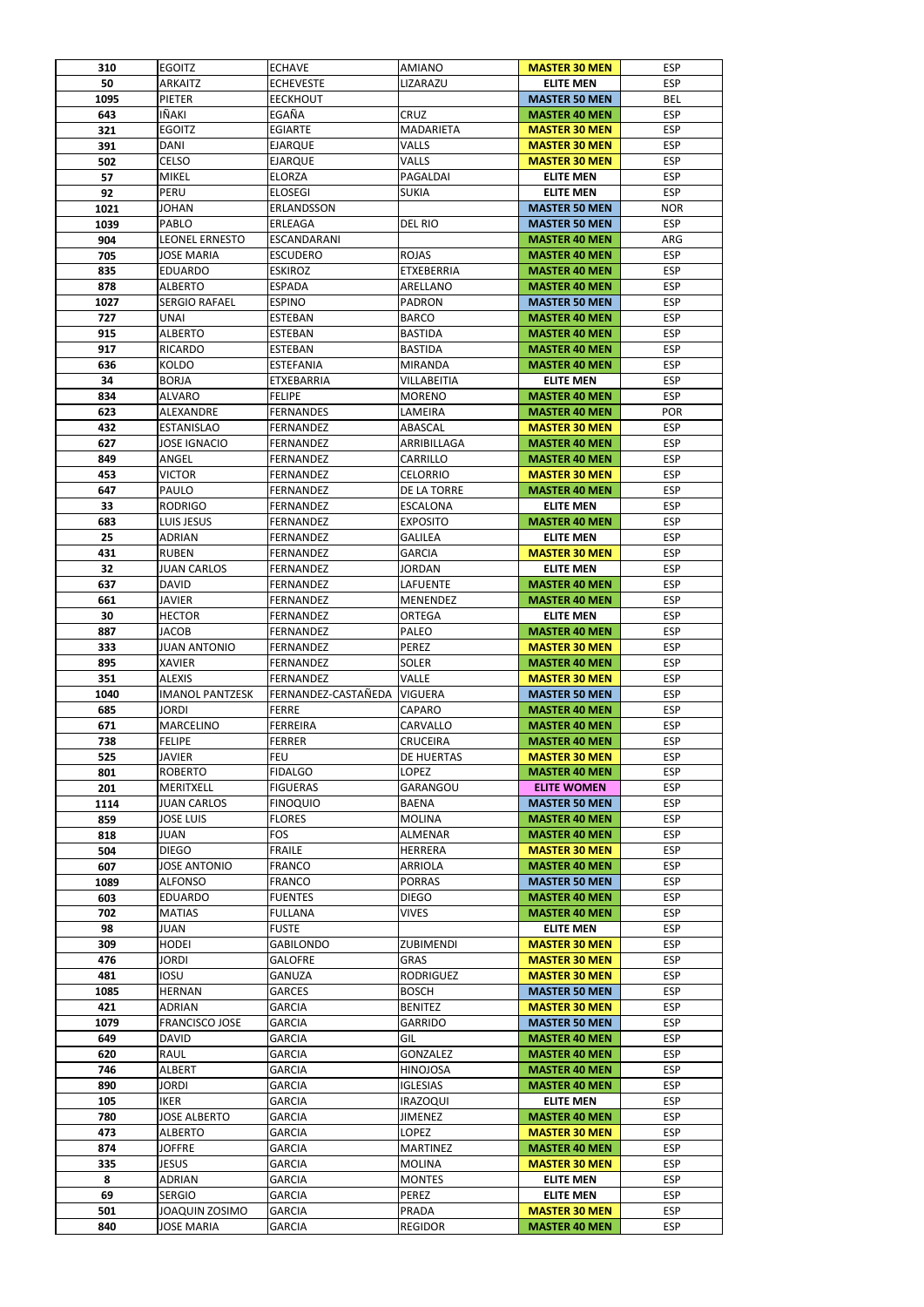| 310 | EGOITZ | ECHAVE | AMIANO | MASTER 30 MEN | ESP |
|---|---|---|---|---|---|
| 50 | ARKAITZ | ECHEVESTE | LIZARAZU | ELITE MEN | ESP |
| 1095 | PIETER | EECKHOUT | | MASTER 50 MEN | BEL |
| 643 | IÑAKI | EGAÑA | CRUZ | MASTER 40 MEN | ESP |
| 321 | EGOITZ | EGIARTE | MADARIETA | MASTER 30 MEN | ESP |
| 391 | DANI | EJARQUE | VALLS | MASTER 30 MEN | ESP |
| 502 | CELSO | EJARQUE | VALLS | MASTER 30 MEN | ESP |
| 57 | MIKEL | ELORZA | PAGALDAI | ELITE MEN | ESP |
| 92 | PERU | ELOSEGI | SUKIA | ELITE MEN | ESP |
| 1021 | JOHAN | ERLANDSSON | | MASTER 50 MEN | NOR |
| 1039 | PABLO | ERLEAGA | DEL RIO | MASTER 50 MEN | ESP |
| 904 | LEONEL ERNESTO | ESCANDARANI | | MASTER 40 MEN | ARG |
| 705 | JOSE MARIA | ESCUDERO | ROJAS | MASTER 40 MEN | ESP |
| 835 | EDUARDO | ESKIROZ | ETXEBERRIA | MASTER 40 MEN | ESP |
| 878 | ALBERTO | ESPADA | ARELLANO | MASTER 40 MEN | ESP |
| 1027 | SERGIO RAFAEL | ESPINO | PADRON | MASTER 50 MEN | ESP |
| 727 | UNAI | ESTEBAN | BARCO | MASTER 40 MEN | ESP |
| 915 | ALBERTO | ESTEBAN | BASTIDA | MASTER 40 MEN | ESP |
| 917 | RICARDO | ESTEBAN | BASTIDA | MASTER 40 MEN | ESP |
| 636 | KOLDO | ESTEFANIA | MIRANDA | MASTER 40 MEN | ESP |
| 34 | BORJA | ETXEBARRIA | VILLABEITIA | ELITE MEN | ESP |
| 834 | ALVARO | FELIPE | MORENO | MASTER 40 MEN | ESP |
| 623 | ALEXANDRE | FERNANDES | LAMEIRA | MASTER 40 MEN | POR |
| 432 | ESTANISLAO | FERNANDEZ | ABASCAL | MASTER 30 MEN | ESP |
| 627 | JOSE IGNACIO | FERNANDEZ | ARRIBILLAGA | MASTER 40 MEN | ESP |
| 849 | ANGEL | FERNANDEZ | CARRILLO | MASTER 40 MEN | ESP |
| 453 | VICTOR | FERNANDEZ | CELORRIO | MASTER 30 MEN | ESP |
| 647 | PAULO | FERNANDEZ | DE LA TORRE | MASTER 40 MEN | ESP |
| 33 | RODRIGO | FERNANDEZ | ESCALONA | ELITE MEN | ESP |
| 683 | LUIS JESUS | FERNANDEZ | EXPOSITO | MASTER 40 MEN | ESP |
| 25 | ADRIAN | FERNANDEZ | GALILEA | ELITE MEN | ESP |
| 431 | RUBEN | FERNANDEZ | GARCIA | MASTER 30 MEN | ESP |
| 32 | JUAN CARLOS | FERNANDEZ | JORDAN | ELITE MEN | ESP |
| 637 | DAVID | FERNANDEZ | LAFUENTE | MASTER 40 MEN | ESP |
| 661 | JAVIER | FERNANDEZ | MENENDEZ | MASTER 40 MEN | ESP |
| 30 | HECTOR | FERNANDEZ | ORTEGA | ELITE MEN | ESP |
| 887 | JACOB | FERNANDEZ | PALEO | MASTER 40 MEN | ESP |
| 333 | JUAN ANTONIO | FERNANDEZ | PEREZ | MASTER 30 MEN | ESP |
| 895 | XAVIER | FERNANDEZ | SOLER | MASTER 40 MEN | ESP |
| 351 | ALEXIS | FERNANDEZ | VALLE | MASTER 30 MEN | ESP |
| 1040 | IMANOL PANTZESK | FERNANDEZ-CASTAÑEDA | VIGUERA | MASTER 50 MEN | ESP |
| 685 | JORDI | FERRE | CAPARO | MASTER 40 MEN | ESP |
| 671 | MARCELINO | FERREIRA | CARVALLO | MASTER 40 MEN | ESP |
| 738 | FELIPE | FERRER | CRUCEIRA | MASTER 40 MEN | ESP |
| 525 | JAVIER | FEU | DE HUERTAS | MASTER 30 MEN | ESP |
| 801 | ROBERTO | FIDALGO | LOPEZ | MASTER 40 MEN | ESP |
| 201 | MERITXELL | FIGUERAS | GARANGOU | ELITE WOMEN | ESP |
| 1114 | JUAN CARLOS | FINOQUIO | BAENA | MASTER 50 MEN | ESP |
| 859 | JOSE LUIS | FLORES | MOLINA | MASTER 40 MEN | ESP |
| 818 | JUAN | FOS | ALMENAR | MASTER 40 MEN | ESP |
| 504 | DIEGO | FRAILE | HERRERA | MASTER 30 MEN | ESP |
| 607 | JOSE ANTONIO | FRANCO | ARRIOLA | MASTER 40 MEN | ESP |
| 1089 | ALFONSO | FRANCO | PORRAS | MASTER 50 MEN | ESP |
| 603 | EDUARDO | FUENTES | DIEGO | MASTER 40 MEN | ESP |
| 702 | MATIAS | FULLANA | VIVES | MASTER 40 MEN | ESP |
| 98 | JUAN | FUSTE | | ELITE MEN | ESP |
| 309 | HODEI | GABILONDO | ZUBIMENDI | MASTER 30 MEN | ESP |
| 476 | JORDI | GALOFRE | GRAS | MASTER 30 MEN | ESP |
| 481 | IOSU | GANUZA | RODRIGUEZ | MASTER 30 MEN | ESP |
| 1085 | HERNAN | GARCES | BOSCH | MASTER 50 MEN | ESP |
| 421 | ADRIAN | GARCIA | BENITEZ | MASTER 30 MEN | ESP |
| 1079 | FRANCISCO JOSE | GARCIA | GARRIDO | MASTER 50 MEN | ESP |
| 649 | DAVID | GARCIA | GIL | MASTER 40 MEN | ESP |
| 620 | RAUL | GARCIA | GONZALEZ | MASTER 40 MEN | ESP |
| 746 | ALBERT | GARCIA | HINOJOSA | MASTER 40 MEN | ESP |
| 890 | JORDI | GARCIA | IGLESIAS | MASTER 40 MEN | ESP |
| 105 | IKER | GARCIA | IRAZOQUI | ELITE MEN | ESP |
| 780 | JOSE ALBERTO | GARCIA | JIMENEZ | MASTER 40 MEN | ESP |
| 473 | ALBERTO | GARCIA | LOPEZ | MASTER 30 MEN | ESP |
| 874 | JOFFRE | GARCIA | MARTINEZ | MASTER 40 MEN | ESP |
| 335 | JESUS | GARCIA | MOLINA | MASTER 30 MEN | ESP |
| 8 | ADRIAN | GARCIA | MONTES | ELITE MEN | ESP |
| 69 | SERGIO | GARCIA | PEREZ | ELITE MEN | ESP |
| 501 | JOAQUIN ZOSIMO | GARCIA | PRADA | MASTER 30 MEN | ESP |
| 840 | JOSE MARIA | GARCIA | REGIDOR | MASTER 40 MEN | ESP |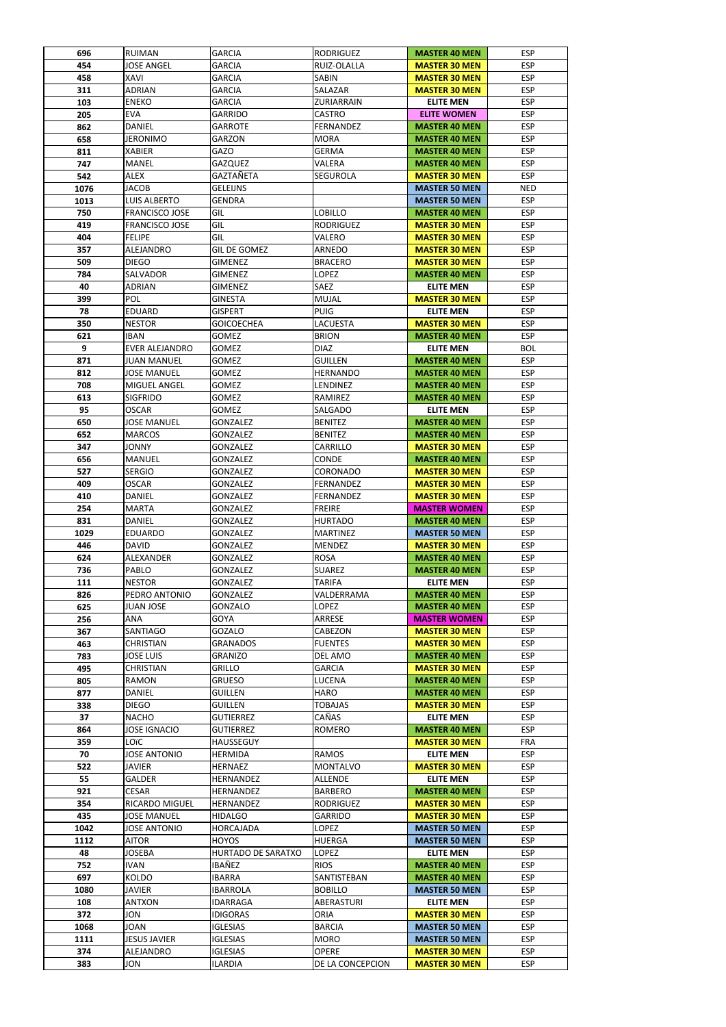| | | | | | |
|---|---|---|---|---|---|
| 696 | RUIMAN | GARCIA | RODRIGUEZ | **MASTER 40 MEN** | ESP |
| 454 | JOSE ANGEL | GARCIA | RUIZ-OLALLA | **MASTER 30 MEN** | ESP |
| 458 | XAVI | GARCIA | SABIN | **MASTER 30 MEN** | ESP |
| 311 | ADRIAN | GARCIA | SALAZAR | **MASTER 30 MEN** | ESP |
| 103 | ENEKO | GARCIA | ZURIARRAIN | **ELITE MEN** | ESP |
| 205 | EVA | GARRIDO | CASTRO | **ELITE WOMEN** | ESP |
| 862 | DANIEL | GARROTE | FERNANDEZ | **MASTER 40 MEN** | ESP |
| 658 | JERONIMO | GARZON | MORA | **MASTER 40 MEN** | ESP |
| 811 | XABIER | GAZO | GERMA | **MASTER 40 MEN** | ESP |
| 747 | MANEL | GAZQUEZ | VALERA | **MASTER 40 MEN** | ESP |
| 542 | ALEX | GAZTAÑETA | SEGUROLA | **MASTER 30 MEN** | ESP |
| 1076 | JACOB | GELEIJNS | | **MASTER 50 MEN** | NED |
| 1013 | LUIS ALBERTO | GENDRA | | **MASTER 50 MEN** | ESP |
| 750 | FRANCISCO JOSE | GIL | LOBILLO | **MASTER 40 MEN** | ESP |
| 419 | FRANCISCO JOSE | GIL | RODRIGUEZ | **MASTER 30 MEN** | ESP |
| 404 | FELIPE | GIL | VALERO | **MASTER 30 MEN** | ESP |
| 357 | ALEJANDRO | GIL DE GOMEZ | ARNEDO | **MASTER 30 MEN** | ESP |
| 509 | DIEGO | GIMENEZ | BRACERO | **MASTER 30 MEN** | ESP |
| 784 | SALVADOR | GIMENEZ | LOPEZ | **MASTER 40 MEN** | ESP |
| 40 | ADRIAN | GIMENEZ | SAEZ | **ELITE MEN** | ESP |
| 399 | POL | GINESTA | MUJAL | **MASTER 30 MEN** | ESP |
| 78 | EDUARD | GISPERT | PUIG | **ELITE MEN** | ESP |
| 350 | NESTOR | GOICOECHEA | LACUESTA | **MASTER 30 MEN** | ESP |
| 621 | IBAN | GOMEZ | BRION | **MASTER 40 MEN** | ESP |
| 9 | EVER ALEJANDRO | GOMEZ | DIAZ | **ELITE MEN** | BOL |
| 871 | JUAN MANUEL | GOMEZ | GUILLEN | **MASTER 40 MEN** | ESP |
| 812 | JOSE MANUEL | GOMEZ | HERNANDO | **MASTER 40 MEN** | ESP |
| 708 | MIGUEL ANGEL | GOMEZ | LENDINEZ | **MASTER 40 MEN** | ESP |
| 613 | SIGFRIDO | GOMEZ | RAMIREZ | **MASTER 40 MEN** | ESP |
| 95 | OSCAR | GOMEZ | SALGADO | **ELITE MEN** | ESP |
| 650 | JOSE MANUEL | GONZALEZ | BENITEZ | **MASTER 40 MEN** | ESP |
| 652 | MARCOS | GONZALEZ | BENITEZ | **MASTER 40 MEN** | ESP |
| 347 | JONNY | GONZALEZ | CARRILLO | **MASTER 30 MEN** | ESP |
| 656 | MANUEL | GONZALEZ | CONDE | **MASTER 40 MEN** | ESP |
| 527 | SERGIO | GONZALEZ | CORONADO | **MASTER 30 MEN** | ESP |
| 409 | OSCAR | GONZALEZ | FERNANDEZ | **MASTER 30 MEN** | ESP |
| 410 | DANIEL | GONZALEZ | FERNANDEZ | **MASTER 30 MEN** | ESP |
| 254 | MARTA | GONZALEZ | FREIRE | **MASTER WOMEN** | ESP |
| 831 | DANIEL | GONZALEZ | HURTADO | **MASTER 40 MEN** | ESP |
| 1029 | EDUARDO | GONZALEZ | MARTINEZ | **MASTER 50 MEN** | ESP |
| 446 | DAVID | GONZALEZ | MENDEZ | **MASTER 30 MEN** | ESP |
| 624 | ALEXANDER | GONZALEZ | ROSA | **MASTER 40 MEN** | ESP |
| 736 | PABLO | GONZALEZ | SUAREZ | **MASTER 40 MEN** | ESP |
| 111 | NESTOR | GONZALEZ | TARIFA | **ELITE MEN** | ESP |
| 826 | PEDRO ANTONIO | GONZALEZ | VALDERRAMA | **MASTER 40 MEN** | ESP |
| 625 | JUAN JOSE | GONZALO | LOPEZ | **MASTER 40 MEN** | ESP |
| 256 | ANA | GOYA | ARRESE | **MASTER WOMEN** | ESP |
| 367 | SANTIAGO | GOZALO | CABEZON | **MASTER 30 MEN** | ESP |
| 463 | CHRISTIAN | GRANADOS | FUENTES | **MASTER 30 MEN** | ESP |
| 783 | JOSE LUIS | GRANIZO | DEL AMO | **MASTER 40 MEN** | ESP |
| 495 | CHRISTIAN | GRILLO | GARCIA | **MASTER 30 MEN** | ESP |
| 805 | RAMON | GRUESO | LUCENA | **MASTER 40 MEN** | ESP |
| 877 | DANIEL | GUILLEN | HARO | **MASTER 40 MEN** | ESP |
| 338 | DIEGO | GUILLEN | TOBAJAS | **MASTER 30 MEN** | ESP |
| 37 | NACHO | GUTIERREZ | CAÑAS | **ELITE MEN** | ESP |
| 864 | JOSE IGNACIO | GUTIERREZ | ROMERO | **MASTER 40 MEN** | ESP |
| 359 | LOÏC | HAUSSEGUY | | **MASTER 30 MEN** | FRA |
| 70 | JOSE ANTONIO | HERMIDA | RAMOS | **ELITE MEN** | ESP |
| 522 | JAVIER | HERNAEZ | MONTALVO | **MASTER 30 MEN** | ESP |
| 55 | GALDER | HERNANDEZ | ALLENDE | **ELITE MEN** | ESP |
| 921 | CESAR | HERNANDEZ | BARBERO | **MASTER 40 MEN** | ESP |
| 354 | RICARDO MIGUEL | HERNANDEZ | RODRIGUEZ | **MASTER 30 MEN** | ESP |
| 435 | JOSE MANUEL | HIDALGO | GARRIDO | **MASTER 30 MEN** | ESP |
| 1042 | JOSE ANTONIO | HORCAJADA | LOPEZ | **MASTER 50 MEN** | ESP |
| 1112 | AITOR | HOYOS | HUERGA | **MASTER 50 MEN** | ESP |
| 48 | JOSEBA | HURTADO DE SARATXO | LOPEZ | **ELITE MEN** | ESP |
| 752 | IVAN | IBAÑEZ | RIOS | **MASTER 40 MEN** | ESP |
| 697 | KOLDO | IBARRA | SANTISTEBAN | **MASTER 40 MEN** | ESP |
| 1080 | JAVIER | IBARROLA | BOBILLO | **MASTER 50 MEN** | ESP |
| 108 | ANTXON | IDARRAGA | ABERASTURI | **ELITE MEN** | ESP |
| 372 | JON | IDIGORAS | ORIA | **MASTER 30 MEN** | ESP |
| 1068 | JOAN | IGLESIAS | BARCIA | **MASTER 50 MEN** | ESP |
| 1111 | JESUS JAVIER | IGLESIAS | MORO | **MASTER 50 MEN** | ESP |
| 374 | ALEJANDRO | IGLESIAS | OPERE | **MASTER 30 MEN** | ESP |
| 383 | JON | ILARDIA | DE LA CONCEPCION | **MASTER 30 MEN** | ESP |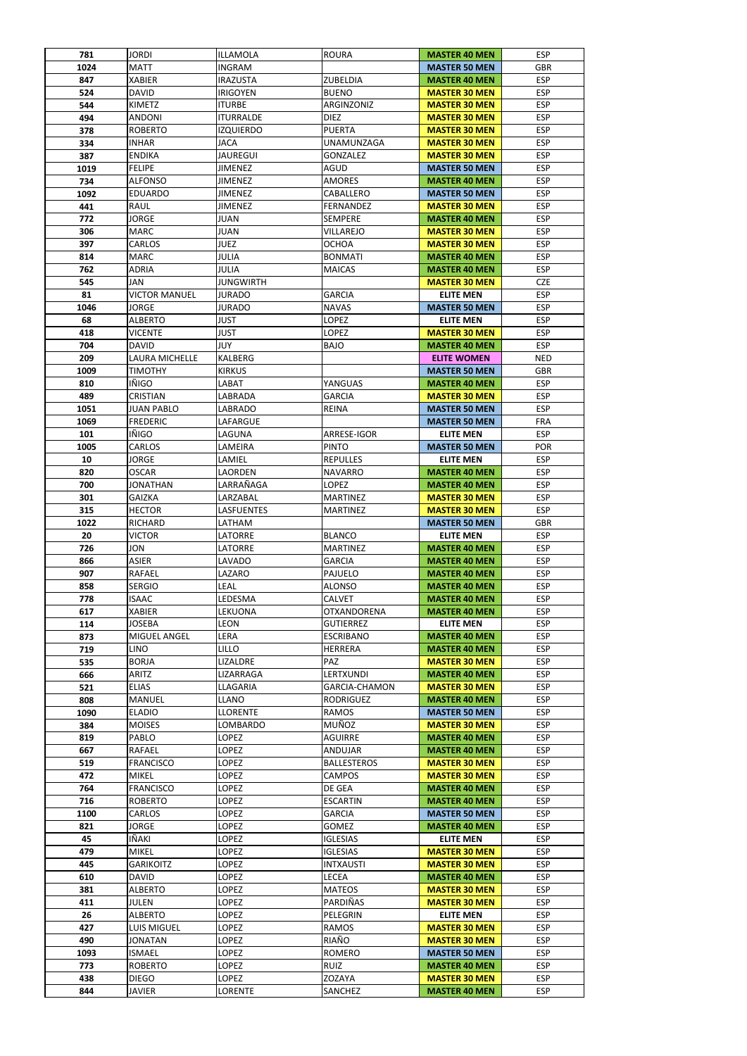| | | | | | |
|---|---|---|---|---|---|
| 781 | JORDI | ILLAMOLA | ROURA | **MASTER 40 MEN** | ESP |
| 1024 | MATT | INGRAM | | **MASTER 50 MEN** | GBR |
| 847 | XABIER | IRAZUSTA | ZUBELDIA | **MASTER 40 MEN** | ESP |
| 524 | DAVID | IRIGOYEN | BUENO | **MASTER 30 MEN** | ESP |
| 544 | KIMETZ | ITURBE | ARGINZONIZ | **MASTER 30 MEN** | ESP |
| 494 | ANDONI | ITURRALDE | DIEZ | **MASTER 30 MEN** | ESP |
| 378 | ROBERTO | IZQUIERDO | PUERTA | **MASTER 30 MEN** | ESP |
| 334 | INHAR | JACA | UNAMUNZAGA | **MASTER 30 MEN** | ESP |
| 387 | ENDIKA | JAUREGUI | GONZALEZ | **MASTER 30 MEN** | ESP |
| 1019 | FELIPE | JIMENEZ | AGUD | **MASTER 50 MEN** | ESP |
| 734 | ALFONSO | JIMENEZ | AMORES | **MASTER 40 MEN** | ESP |
| 1092 | EDUARDO | JIMENEZ | CABALLERO | **MASTER 50 MEN** | ESP |
| 441 | RAUL | JIMENEZ | FERNANDEZ | **MASTER 30 MEN** | ESP |
| 772 | JORGE | JUAN | SEMPERE | **MASTER 40 MEN** | ESP |
| 306 | MARC | JUAN | VILLAREJO | **MASTER 30 MEN** | ESP |
| 397 | CARLOS | JUEZ | OCHOA | **MASTER 30 MEN** | ESP |
| 814 | MARC | JULIA | BONMATI | **MASTER 40 MEN** | ESP |
| 762 | ADRIA | JULIA | MAICAS | **MASTER 40 MEN** | ESP |
| 545 | JAN | JUNGWIRTH | | **MASTER 30 MEN** | CZE |
| 81 | VICTOR MANUEL | JURADO | GARCIA | **ELITE MEN** | ESP |
| 1046 | JORGE | JURADO | NAVAS | **MASTER 50 MEN** | ESP |
| 68 | ALBERTO | JUST | LOPEZ | **ELITE MEN** | ESP |
| 418 | VICENTE | JUST | LOPEZ | **MASTER 30 MEN** | ESP |
| 704 | DAVID | JUY | BAJO | **MASTER 40 MEN** | ESP |
| 209 | LAURA MICHELLE | KALBERG | | **ELITE WOMEN** | NED |
| 1009 | TIMOTHY | KIRKUS | | **MASTER 50 MEN** | GBR |
| 810 | IÑIGO | LABAT | YANGUAS | **MASTER 40 MEN** | ESP |
| 489 | CRISTIAN | LABRADA | GARCIA | **MASTER 30 MEN** | ESP |
| 1051 | JUAN PABLO | LABRADO | REINA | **MASTER 50 MEN** | ESP |
| 1069 | FREDERIC | LAFARGUE | | **MASTER 50 MEN** | FRA |
| 101 | IÑIGO | LAGUNA | ARRESE-IGOR | **ELITE MEN** | ESP |
| 1005 | CARLOS | LAMEIRA | PINTO | **MASTER 50 MEN** | POR |
| 10 | JORGE | LAMIEL | REPULLES | **ELITE MEN** | ESP |
| 820 | OSCAR | LAORDEN | NAVARRO | **MASTER 40 MEN** | ESP |
| 700 | JONATHAN | LARRAÑAGA | LOPEZ | **MASTER 40 MEN** | ESP |
| 301 | GAIZKA | LARZABAL | MARTINEZ | **MASTER 30 MEN** | ESP |
| 315 | HECTOR | LASFUENTES | MARTINEZ | **MASTER 30 MEN** | ESP |
| 1022 | RICHARD | LATHAM | | **MASTER 50 MEN** | GBR |
| 20 | VICTOR | LATORRE | BLANCO | **ELITE MEN** | ESP |
| 726 | JON | LATORRE | MARTINEZ | **MASTER 40 MEN** | ESP |
| 866 | ASIER | LAVADO | GARCIA | **MASTER 40 MEN** | ESP |
| 907 | RAFAEL | LAZARO | PAJUELO | **MASTER 40 MEN** | ESP |
| 858 | SERGIO | LEAL | ALONSO | **MASTER 40 MEN** | ESP |
| 778 | ISAAC | LEDESMA | CALVET | **MASTER 40 MEN** | ESP |
| 617 | XABIER | LEKUONA | OTXANDORENA | **MASTER 40 MEN** | ESP |
| 114 | JOSEBA | LEON | GUTIERREZ | **ELITE MEN** | ESP |
| 873 | MIGUEL ANGEL | LERA | ESCRIBANO | **MASTER 40 MEN** | ESP |
| 719 | LINO | LILLO | HERRERA | **MASTER 40 MEN** | ESP |
| 535 | BORJA | LIZALDRE | PAZ | **MASTER 30 MEN** | ESP |
| 666 | ARITZ | LIZARRAGA | LERTXUNDI | **MASTER 40 MEN** | ESP |
| 521 | ELIAS | LLAGARIA | GARCIA-CHAMON | **MASTER 30 MEN** | ESP |
| 808 | MANUEL | LLANO | RODRIGUEZ | **MASTER 40 MEN** | ESP |
| 1090 | ELADIO | LLORENTE | RAMOS | **MASTER 50 MEN** | ESP |
| 384 | MOISES | LOMBARDO | MUÑOZ | **MASTER 30 MEN** | ESP |
| 819 | PABLO | LOPEZ | AGUIRRE | **MASTER 40 MEN** | ESP |
| 667 | RAFAEL | LOPEZ | ANDUJAR | **MASTER 40 MEN** | ESP |
| 519 | FRANCISCO | LOPEZ | BALLESTEROS | **MASTER 30 MEN** | ESP |
| 472 | MIKEL | LOPEZ | CAMPOS | **MASTER 30 MEN** | ESP |
| 764 | FRANCISCO | LOPEZ | DE GEA | **MASTER 40 MEN** | ESP |
| 716 | ROBERTO | LOPEZ | ESCARTIN | **MASTER 40 MEN** | ESP |
| 1100 | CARLOS | LOPEZ | GARCIA | **MASTER 50 MEN** | ESP |
| 821 | JORGE | LOPEZ | GOMEZ | **MASTER 40 MEN** | ESP |
| 45 | IÑAKI | LOPEZ | IGLESIAS | **ELITE MEN** | ESP |
| 479 | MIKEL | LOPEZ | IGLESIAS | **MASTER 30 MEN** | ESP |
| 445 | GARIKOITZ | LOPEZ | INTXAUSTI | **MASTER 30 MEN** | ESP |
| 610 | DAVID | LOPEZ | LECEA | **MASTER 40 MEN** | ESP |
| 381 | ALBERTO | LOPEZ | MATEOS | **MASTER 30 MEN** | ESP |
| 411 | JULEN | LOPEZ | PARDIÑAS | **MASTER 30 MEN** | ESP |
| 26 | ALBERTO | LOPEZ | PELEGRIN | **ELITE MEN** | ESP |
| 427 | LUIS MIGUEL | LOPEZ | RAMOS | **MASTER 30 MEN** | ESP |
| 490 | JONATAN | LOPEZ | RIAÑO | **MASTER 30 MEN** | ESP |
| 1093 | ISMAEL | LOPEZ | ROMERO | **MASTER 50 MEN** | ESP |
| 773 | ROBERTO | LOPEZ | RUIZ | **MASTER 40 MEN** | ESP |
| 438 | DIEGO | LOPEZ | ZOZAYA | **MASTER 30 MEN** | ESP |
| 844 | JAVIER | LORENTE | SANCHEZ | **MASTER 40 MEN** | ESP |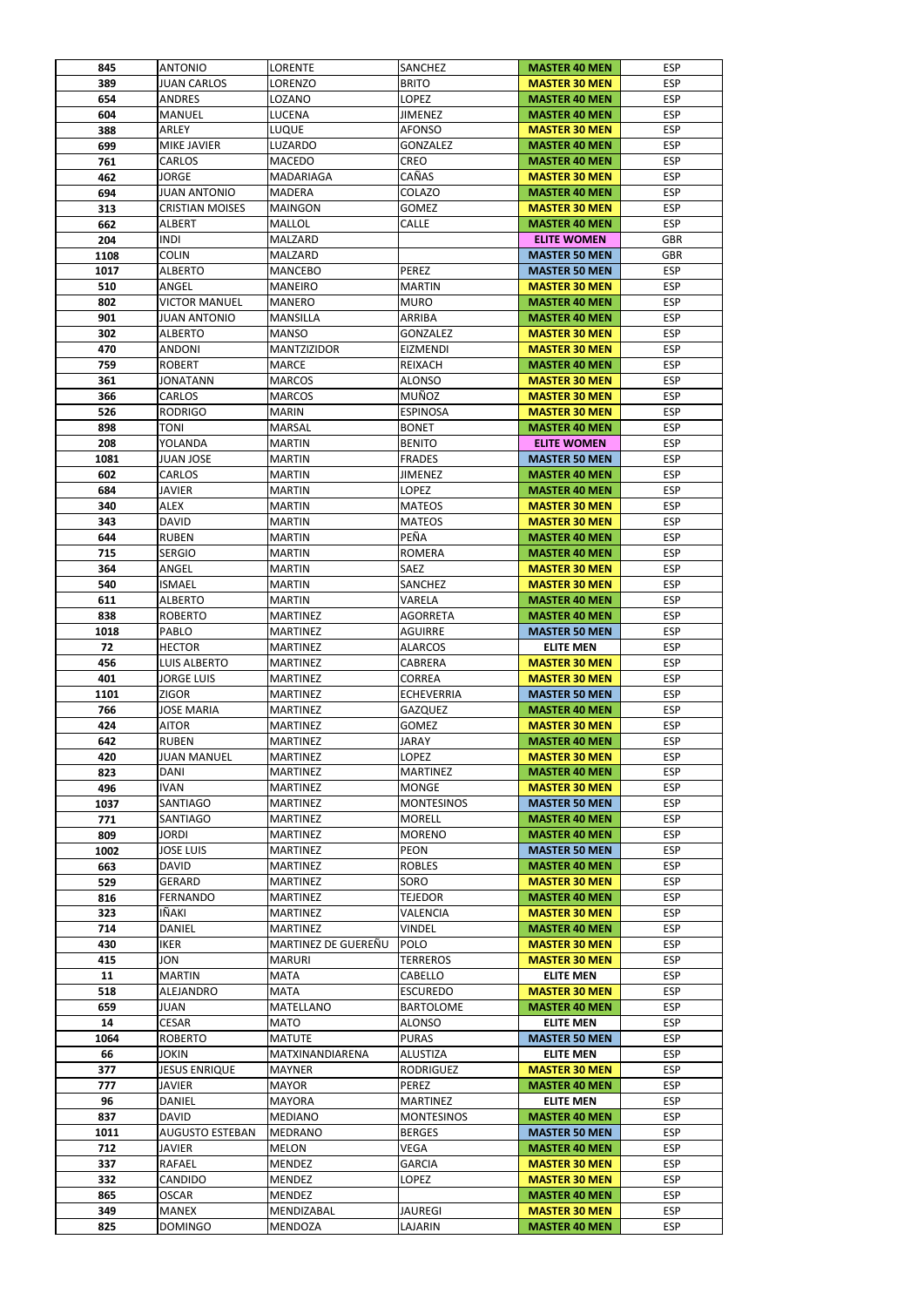| 845 | ANTONIO | LORENTE | SANCHEZ | MASTER 40 MEN | ESP |
|---|---|---|---|---|---|
| 389 | JUAN CARLOS | LORENZO | BRITO | MASTER 30 MEN | ESP |
| 654 | ANDRES | LOZANO | LOPEZ | MASTER 40 MEN | ESP |
| 604 | MANUEL | LUCENA | JIMENEZ | MASTER 40 MEN | ESP |
| 388 | ARLEY | LUQUE | AFONSO | MASTER 30 MEN | ESP |
| 699 | MIKE JAVIER | LUZARDO | GONZALEZ | MASTER 40 MEN | ESP |
| 761 | CARLOS | MACEDO | CREO | MASTER 40 MEN | ESP |
| 462 | JORGE | MADARIAGA | CAÑAS | MASTER 30 MEN | ESP |
| 694 | JUAN ANTONIO | MADERA | COLAZO | MASTER 40 MEN | ESP |
| 313 | CRISTIAN MOISES | MAINGON | GOMEZ | MASTER 30 MEN | ESP |
| 662 | ALBERT | MALLOL | CALLE | MASTER 40 MEN | ESP |
| 204 | INDI | MALZARD | | ELITE WOMEN | GBR |
| 1108 | COLIN | MALZARD | | MASTER 50 MEN | GBR |
| 1017 | ALBERTO | MANCEBO | PEREZ | MASTER 50 MEN | ESP |
| 510 | ANGEL | MANEIRO | MARTIN | MASTER 30 MEN | ESP |
| 802 | VICTOR MANUEL | MANERO | MURO | MASTER 40 MEN | ESP |
| 901 | JUAN ANTONIO | MANSILLA | ARRIBA | MASTER 40 MEN | ESP |
| 302 | ALBERTO | MANSO | GONZALEZ | MASTER 30 MEN | ESP |
| 470 | ANDONI | MANTZIZIDOR | EIZMENDI | MASTER 30 MEN | ESP |
| 759 | ROBERT | MARCE | REIXACH | MASTER 40 MEN | ESP |
| 361 | JONATANN | MARCOS | ALONSO | MASTER 30 MEN | ESP |
| 366 | CARLOS | MARCOS | MUÑOZ | MASTER 30 MEN | ESP |
| 526 | RODRIGO | MARIN | ESPINOSA | MASTER 30 MEN | ESP |
| 898 | TONI | MARSAL | BONET | MASTER 40 MEN | ESP |
| 208 | YOLANDA | MARTIN | BENITO | ELITE WOMEN | ESP |
| 1081 | JUAN JOSE | MARTIN | FRADES | MASTER 50 MEN | ESP |
| 602 | CARLOS | MARTIN | JIMENEZ | MASTER 40 MEN | ESP |
| 684 | JAVIER | MARTIN | LOPEZ | MASTER 40 MEN | ESP |
| 340 | ALEX | MARTIN | MATEOS | MASTER 30 MEN | ESP |
| 343 | DAVID | MARTIN | MATEOS | MASTER 30 MEN | ESP |
| 644 | RUBEN | MARTIN | PEÑA | MASTER 40 MEN | ESP |
| 715 | SERGIO | MARTIN | ROMERA | MASTER 40 MEN | ESP |
| 364 | ANGEL | MARTIN | SAEZ | MASTER 30 MEN | ESP |
| 540 | ISMAEL | MARTIN | SANCHEZ | MASTER 30 MEN | ESP |
| 611 | ALBERTO | MARTIN | VARELA | MASTER 40 MEN | ESP |
| 838 | ROBERTO | MARTINEZ | AGORRETA | MASTER 40 MEN | ESP |
| 1018 | PABLO | MARTINEZ | AGUIRRE | MASTER 50 MEN | ESP |
| 72 | HECTOR | MARTINEZ | ALARCOS | ELITE MEN | ESP |
| 456 | LUIS ALBERTO | MARTINEZ | CABRERA | MASTER 30 MEN | ESP |
| 401 | JORGE LUIS | MARTINEZ | CORREA | MASTER 30 MEN | ESP |
| 1101 | ZIGOR | MARTINEZ | ECHEVERRIA | MASTER 50 MEN | ESP |
| 766 | JOSE MARIA | MARTINEZ | GAZQUEZ | MASTER 40 MEN | ESP |
| 424 | AITOR | MARTINEZ | GOMEZ | MASTER 30 MEN | ESP |
| 642 | RUBEN | MARTINEZ | JARAY | MASTER 40 MEN | ESP |
| 420 | JUAN MANUEL | MARTINEZ | LOPEZ | MASTER 30 MEN | ESP |
| 823 | DANI | MARTINEZ | MARTINEZ | MASTER 40 MEN | ESP |
| 496 | IVAN | MARTINEZ | MONGE | MASTER 30 MEN | ESP |
| 1037 | SANTIAGO | MARTINEZ | MONTESINOS | MASTER 50 MEN | ESP |
| 771 | SANTIAGO | MARTINEZ | MORELL | MASTER 40 MEN | ESP |
| 809 | JORDI | MARTINEZ | MORENO | MASTER 40 MEN | ESP |
| 1002 | JOSE LUIS | MARTINEZ | PEON | MASTER 50 MEN | ESP |
| 663 | DAVID | MARTINEZ | ROBLES | MASTER 40 MEN | ESP |
| 529 | GERARD | MARTINEZ | SORO | MASTER 30 MEN | ESP |
| 816 | FERNANDO | MARTINEZ | TEJEDOR | MASTER 40 MEN | ESP |
| 323 | IÑAKI | MARTINEZ | VALENCIA | MASTER 30 MEN | ESP |
| 714 | DANIEL | MARTINEZ | VINDEL | MASTER 40 MEN | ESP |
| 430 | IKER | MARTINEZ DE GUEREÑU | POLO | MASTER 30 MEN | ESP |
| 415 | JON | MARURI | TERREROS | MASTER 30 MEN | ESP |
| 11 | MARTIN | MATA | CABELLO | ELITE MEN | ESP |
| 518 | ALEJANDRO | MATA | ESCUREDO | MASTER 30 MEN | ESP |
| 659 | JUAN | MATELLANO | BARTOLOME | MASTER 40 MEN | ESP |
| 14 | CESAR | MATO | ALONSO | ELITE MEN | ESP |
| 1064 | ROBERTO | MATUTE | PURAS | MASTER 50 MEN | ESP |
| 66 | JOKIN | MATXINANDIARENA | ALUSTIZA | ELITE MEN | ESP |
| 377 | JESUS ENRIQUE | MAYNER | RODRIGUEZ | MASTER 30 MEN | ESP |
| 777 | JAVIER | MAYOR | PEREZ | MASTER 40 MEN | ESP |
| 96 | DANIEL | MAYORA | MARTINEZ | ELITE MEN | ESP |
| 837 | DAVID | MEDIANO | MONTESINOS | MASTER 40 MEN | ESP |
| 1011 | AUGUSTO ESTEBAN | MEDRANO | BERGES | MASTER 50 MEN | ESP |
| 712 | JAVIER | MELON | VEGA | MASTER 40 MEN | ESP |
| 337 | RAFAEL | MENDEZ | GARCIA | MASTER 30 MEN | ESP |
| 332 | CANDIDO | MENDEZ | LOPEZ | MASTER 30 MEN | ESP |
| 865 | OSCAR | MENDEZ | | MASTER 40 MEN | ESP |
| 349 | MANEX | MENDIZABAL | JAUREGI | MASTER 30 MEN | ESP |
| 825 | DOMINGO | MENDOZA | LAJARIN | MASTER 40 MEN | ESP |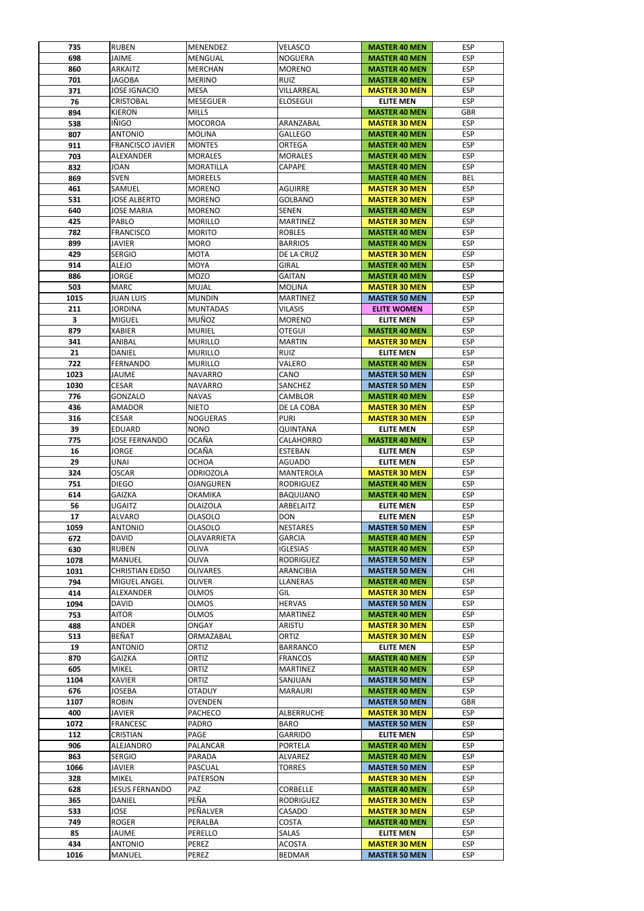| 735 | RUBEN | MENENDEZ | VELASCO | MASTER 40 MEN | ESP |
|---|---|---|---|---|---|
| 698 | JAIME | MENGUAL | NOGUERA | MASTER 40 MEN | ESP |
| 860 | ARKAITZ | MERCHAN | MORENO | MASTER 40 MEN | ESP |
| 701 | JAGOBA | MERINO | RUIZ | MASTER 40 MEN | ESP |
| 371 | JOSE IGNACIO | MESA | VILLARREAL | MASTER 30 MEN | ESP |
| 76 | CRISTOBAL | MESEGUER | ELOSEGUI | ELITE MEN | ESP |
| 894 | KIERON | MILLS | | MASTER 40 MEN | GBR |
| 538 | IÑIGO | MOCOROA | ARANZABAL | MASTER 30 MEN | ESP |
| 807 | ANTONIO | MOLINA | GALLEGO | MASTER 40 MEN | ESP |
| 911 | FRANCISCO JAVIER | MONTES | ORTEGA | MASTER 40 MEN | ESP |
| 703 | ALEXANDER | MORALES | MORALES | MASTER 40 MEN | ESP |
| 832 | JOAN | MORATILLA | CAPAPE | MASTER 40 MEN | ESP |
| 869 | SVEN | MOREELS | | MASTER 40 MEN | BEL |
| 461 | SAMUEL | MORENO | AGUIRRE | MASTER 30 MEN | ESP |
| 531 | JOSE ALBERTO | MORENO | GOLBANO | MASTER 30 MEN | ESP |
| 640 | JOSE MARIA | MORENO | SENEN | MASTER 40 MEN | ESP |
| 425 | PABLO | MORILLO | MARTINEZ | MASTER 30 MEN | ESP |
| 782 | FRANCISCO | MORITO | ROBLES | MASTER 40 MEN | ESP |
| 899 | JAVIER | MORO | BARRIOS | MASTER 40 MEN | ESP |
| 429 | SERGIO | MOTA | DE LA CRUZ | MASTER 30 MEN | ESP |
| 914 | ALEJO | MOYA | GIRAL | MASTER 40 MEN | ESP |
| 886 | JORGE | MOZO | GAITAN | MASTER 40 MEN | ESP |
| 503 | MARC | MUJAL | MOLINA | MASTER 30 MEN | ESP |
| 1015 | JUAN LUIS | MUNDIN | MARTINEZ | MASTER 50 MEN | ESP |
| 211 | JORDINA | MUNTADAS | VILASIS | ELITE WOMEN | ESP |
| 3 | MIGUEL | MUÑOZ | MORENO | ELITE MEN | ESP |
| 879 | XABIER | MURIEL | OTEGUI | MASTER 40 MEN | ESP |
| 341 | ANIBAL | MURILLO | MARTIN | MASTER 30 MEN | ESP |
| 21 | DANIEL | MURILLO | RUIZ | ELITE MEN | ESP |
| 722 | FERNANDO | MURILLO | VALERO | MASTER 40 MEN | ESP |
| 1023 | JAUME | NAVARRO | CANO | MASTER 50 MEN | ESP |
| 1030 | CESAR | NAVARRO | SANCHEZ | MASTER 50 MEN | ESP |
| 776 | GONZALO | NAVAS | CAMBLOR | MASTER 40 MEN | ESP |
| 436 | AMADOR | NIETO | DE LA COBA | MASTER 30 MEN | ESP |
| 316 | CESAR | NOGUERAS | PURI | MASTER 30 MEN | ESP |
| 39 | EDUARD | NONO | QUINTANA | ELITE MEN | ESP |
| 775 | JOSE FERNANDO | OCAÑA | CALAHORRO | MASTER 40 MEN | ESP |
| 16 | JORGE | OCAÑA | ESTEBAN | ELITE MEN | ESP |
| 29 | UNAI | OCHOA | AGUADO | ELITE MEN | ESP |
| 324 | OSCAR | ODRIOZOLA | MANTEROLA | MASTER 30 MEN | ESP |
| 751 | DIEGO | OJANGUREN | RODRIGUEZ | MASTER 40 MEN | ESP |
| 614 | GAIZKA | OKAMIKA | BAQUIJANO | MASTER 40 MEN | ESP |
| 56 | UGAITZ | OLAIZOLA | ARBELAITZ | ELITE MEN | ESP |
| 17 | ALVARO | OLASOLO | DON | ELITE MEN | ESP |
| 1059 | ANTONIO | OLASOLO | NESTARES | MASTER 50 MEN | ESP |
| 672 | DAVID | OLAVARRIETA | GARCIA | MASTER 40 MEN | ESP |
| 630 | RUBEN | OLIVA | IGLESIAS | MASTER 40 MEN | ESP |
| 1078 | MANUEL | OLIVA | RODRIGUEZ | MASTER 50 MEN | ESP |
| 1031 | CHRISTIAN EDISO | OLIVARES | ARANCIBIA | MASTER 50 MEN | CHI |
| 794 | MIGUEL ANGEL | OLIVER | LLANERAS | MASTER 40 MEN | ESP |
| 414 | ALEXANDER | OLMOS | GIL | MASTER 30 MEN | ESP |
| 1094 | DAVID | OLMOS | HERVAS | MASTER 50 MEN | ESP |
| 753 | AITOR | OLMOS | MARTINEZ | MASTER 40 MEN | ESP |
| 488 | ANDER | ONGAY | ARISTU | MASTER 30 MEN | ESP |
| 513 | BEÑAT | ORMAZABAL | ORTIZ | MASTER 30 MEN | ESP |
| 19 | ANTONIO | ORTIZ | BARRANCO | ELITE MEN | ESP |
| 870 | GAIZKA | ORTIZ | FRANCOS | MASTER 40 MEN | ESP |
| 605 | MIKEL | ORTIZ | MARTINEZ | MASTER 40 MEN | ESP |
| 1104 | XAVIER | ORTIZ | SANJUAN | MASTER 50 MEN | ESP |
| 676 | JOSEBA | OTADUY | MARAURI | MASTER 40 MEN | ESP |
| 1107 | ROBIN | OVENDEN | | MASTER 50 MEN | GBR |
| 400 | JAVIER | PACHECO | ALBERRUCHE | MASTER 30 MEN | ESP |
| 1072 | FRANCESC | PADRO | BARO | MASTER 50 MEN | ESP |
| 112 | CRISTIAN | PAGE | GARRIDO | ELITE MEN | ESP |
| 906 | ALEJANDRO | PALANCAR | PORTELA | MASTER 40 MEN | ESP |
| 863 | SERGIO | PARADA | ALVAREZ | MASTER 40 MEN | ESP |
| 1066 | JAVIER | PASCUAL | TORRES | MASTER 50 MEN | ESP |
| 328 | MIKEL | PATERSON | | MASTER 30 MEN | ESP |
| 628 | JESUS FERNANDO | PAZ | CORBELLE | MASTER 40 MEN | ESP |
| 365 | DANIEL | PEÑA | RODRIGUEZ | MASTER 30 MEN | ESP |
| 533 | JOSE | PEÑALVER | CASADO | MASTER 30 MEN | ESP |
| 749 | ROGER | PERALBA | COSTA | MASTER 40 MEN | ESP |
| 85 | JAUME | PERELLO | SALAS | ELITE MEN | ESP |
| 434 | ANTONIO | PEREZ | ACOSTA | MASTER 30 MEN | ESP |
| 1016 | MANUEL | PEREZ | BEDMAR | MASTER 50 MEN | ESP |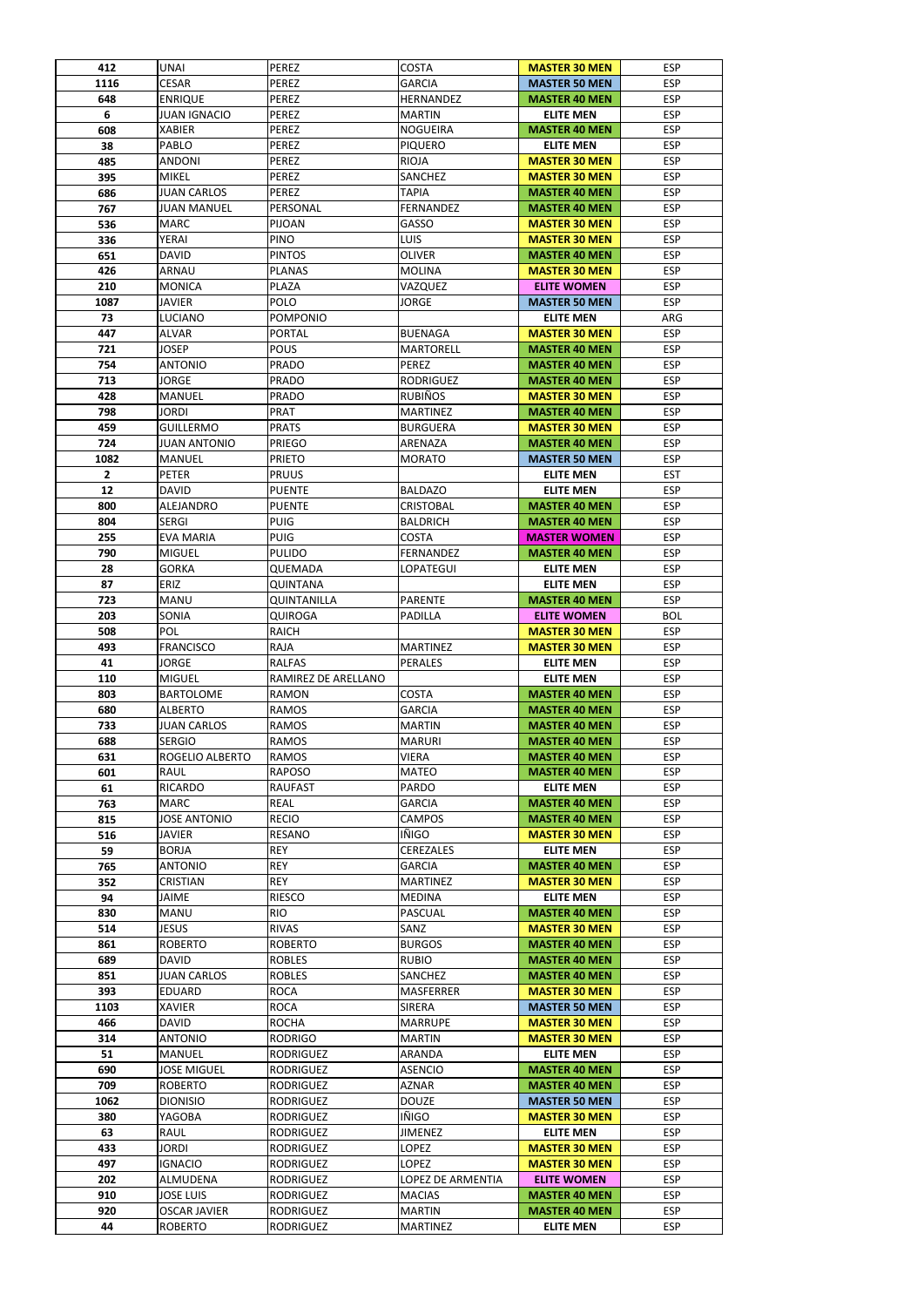| 412 | UNAI | PEREZ | COSTA | **MASTER 30 MEN** | ESP |
|---|---|---|---|---|---|
| 1116 | CESAR | PEREZ | GARCIA | **MASTER 50 MEN** | ESP |
| 648 | ENRIQUE | PEREZ | HERNANDEZ | **MASTER 40 MEN** | ESP |
| 6 | JUAN IGNACIO | PEREZ | MARTIN | **ELITE MEN** | ESP |
| 608 | XABIER | PEREZ | NOGUEIRA | **MASTER 40 MEN** | ESP |
| 38 | PABLO | PEREZ | PIQUERO | **ELITE MEN** | ESP |
| 485 | ANDONI | PEREZ | RIOJA | **MASTER 30 MEN** | ESP |
| 395 | MIKEL | PEREZ | SANCHEZ | **MASTER 30 MEN** | ESP |
| 686 | JUAN CARLOS | PEREZ | TAPIA | **MASTER 40 MEN** | ESP |
| 767 | JUAN MANUEL | PERSONAL | FERNANDEZ | **MASTER 40 MEN** | ESP |
| 536 | MARC | PIJOAN | GASSO | **MASTER 30 MEN** | ESP |
| 336 | YERAI | PINO | LUIS | **MASTER 30 MEN** | ESP |
| 651 | DAVID | PINTOS | OLIVER | **MASTER 40 MEN** | ESP |
| 426 | ARNAU | PLANAS | MOLINA | **MASTER 30 MEN** | ESP |
| 210 | MONICA | PLAZA | VAZQUEZ | **ELITE WOMEN** | ESP |
| 1087 | JAVIER | POLO | JORGE | **MASTER 50 MEN** | ESP |
| 73 | LUCIANO | POMPONIO | | **ELITE MEN** | ARG |
| 447 | ALVAR | PORTAL | BUENAGA | **MASTER 30 MEN** | ESP |
| 721 | JOSEP | POUS | MARTORELL | **MASTER 40 MEN** | ESP |
| 754 | ANTONIO | PRADO | PEREZ | **MASTER 40 MEN** | ESP |
| 713 | JORGE | PRADO | RODRIGUEZ | **MASTER 40 MEN** | ESP |
| 428 | MANUEL | PRADO | RUBIÑOS | **MASTER 30 MEN** | ESP |
| 798 | JORDI | PRAT | MARTINEZ | **MASTER 40 MEN** | ESP |
| 459 | GUILLERMO | PRATS | BURGUERA | **MASTER 30 MEN** | ESP |
| 724 | JUAN ANTONIO | PRIEGO | ARENAZA | **MASTER 40 MEN** | ESP |
| 1082 | MANUEL | PRIETO | MORATO | **MASTER 50 MEN** | ESP |
| 2 | PETER | PRUUS | | **ELITE MEN** | EST |
| 12 | DAVID | PUENTE | BALDAZO | **ELITE MEN** | ESP |
| 800 | ALEJANDRO | PUENTE | CRISTOBAL | **MASTER 40 MEN** | ESP |
| 804 | SERGI | PUIG | BALDRICH | **MASTER 40 MEN** | ESP |
| 255 | EVA MARIA | PUIG | COSTA | **MASTER WOMEN** | ESP |
| 790 | MIGUEL | PULIDO | FERNANDEZ | **MASTER 40 MEN** | ESP |
| 28 | GORKA | QUEMADA | LOPATEGUI | **ELITE MEN** | ESP |
| 87 | ERIZ | QUINTANA | | **ELITE MEN** | ESP |
| 723 | MANU | QUINTANILLA | PARENTE | **MASTER 40 MEN** | ESP |
| 203 | SONIA | QUIROGA | PADILLA | **ELITE WOMEN** | BOL |
| 508 | POL | RAICH | | **MASTER 30 MEN** | ESP |
| 493 | FRANCISCO | RAJA | MARTINEZ | **MASTER 30 MEN** | ESP |
| 41 | JORGE | RALFAS | PERALES | **ELITE MEN** | ESP |
| 110 | MIGUEL | RAMIREZ DE ARELLANO | | **ELITE MEN** | ESP |
| 803 | BARTOLOME | RAMON | COSTA | **MASTER 40 MEN** | ESP |
| 680 | ALBERTO | RAMOS | GARCIA | **MASTER 40 MEN** | ESP |
| 733 | JUAN CARLOS | RAMOS | MARTIN | **MASTER 40 MEN** | ESP |
| 688 | SERGIO | RAMOS | MARURI | **MASTER 40 MEN** | ESP |
| 631 | ROGELIO ALBERTO | RAMOS | VIERA | **MASTER 40 MEN** | ESP |
| 601 | RAUL | RAPOSO | MATEO | **MASTER 40 MEN** | ESP |
| 61 | RICARDO | RAUFAST | PARDO | **ELITE MEN** | ESP |
| 763 | MARC | REAL | GARCIA | **MASTER 40 MEN** | ESP |
| 815 | JOSE ANTONIO | RECIO | CAMPOS | **MASTER 40 MEN** | ESP |
| 516 | JAVIER | RESANO | IÑIGO | **MASTER 30 MEN** | ESP |
| 59 | BORJA | REY | CEREZALES | **ELITE MEN** | ESP |
| 765 | ANTONIO | REY | GARCIA | **MASTER 40 MEN** | ESP |
| 352 | CRISTIAN | REY | MARTINEZ | **MASTER 30 MEN** | ESP |
| 94 | JAIME | RIESCO | MEDINA | **ELITE MEN** | ESP |
| 830 | MANU | RIO | PASCUAL | **MASTER 40 MEN** | ESP |
| 514 | JESUS | RIVAS | SANZ | **MASTER 30 MEN** | ESP |
| 861 | ROBERTO | ROBERTO | BURGOS | **MASTER 40 MEN** | ESP |
| 689 | DAVID | ROBLES | RUBIO | **MASTER 40 MEN** | ESP |
| 851 | JUAN CARLOS | ROBLES | SANCHEZ | **MASTER 40 MEN** | ESP |
| 393 | EDUARD | ROCA | MASFERRER | **MASTER 30 MEN** | ESP |
| 1103 | XAVIER | ROCA | SIRERA | **MASTER 50 MEN** | ESP |
| 466 | DAVID | ROCHA | MARRUPE | **MASTER 30 MEN** | ESP |
| 314 | ANTONIO | RODRIGO | MARTIN | **MASTER 30 MEN** | ESP |
| 51 | MANUEL | RODRIGUEZ | ARANDA | **ELITE MEN** | ESP |
| 690 | JOSE MIGUEL | RODRIGUEZ | ASENCIO | **MASTER 40 MEN** | ESP |
| 709 | ROBERTO | RODRIGUEZ | AZNAR | **MASTER 40 MEN** | ESP |
| 1062 | DIONISIO | RODRIGUEZ | DOUZE | **MASTER 50 MEN** | ESP |
| 380 | YAGOBA | RODRIGUEZ | IÑIGO | **MASTER 30 MEN** | ESP |
| 63 | RAUL | RODRIGUEZ | JIMENEZ | **ELITE MEN** | ESP |
| 433 | JORDI | RODRIGUEZ | LOPEZ | **MASTER 30 MEN** | ESP |
| 497 | IGNACIO | RODRIGUEZ | LOPEZ | **MASTER 30 MEN** | ESP |
| 202 | ALMUDENA | RODRIGUEZ | LOPEZ DE ARMENTIA | **ELITE WOMEN** | ESP |
| 910 | JOSE LUIS | RODRIGUEZ | MACIAS | **MASTER 40 MEN** | ESP |
| 920 | OSCAR JAVIER | RODRIGUEZ | MARTIN | **MASTER 40 MEN** | ESP |
| 44 | ROBERTO | RODRIGUEZ | MARTINEZ | **ELITE MEN** | ESP |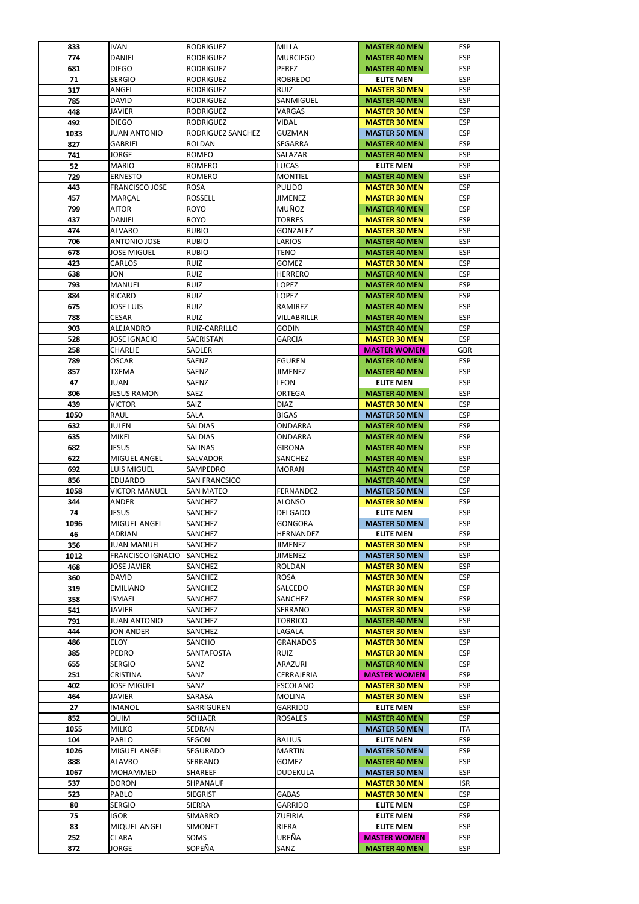| 833 | IVAN | RODRIGUEZ | MILLA | MASTER 40 MEN | ESP |
|---|---|---|---|---|---|
| 774 | DANIEL | RODRIGUEZ | MURCIEGO | MASTER 40 MEN | ESP |
| 681 | DIEGO | RODRIGUEZ | PEREZ | MASTER 40 MEN | ESP |
| 71 | SERGIO | RODRIGUEZ | ROBREDO | ELITE MEN | ESP |
| 317 | ANGEL | RODRIGUEZ | RUIZ | MASTER 30 MEN | ESP |
| 785 | DAVID | RODRIGUEZ | SANMIGUEL | MASTER 40 MEN | ESP |
| 448 | JAVIER | RODRIGUEZ | VARGAS | MASTER 30 MEN | ESP |
| 492 | DIEGO | RODRIGUEZ | VIDAL | MASTER 30 MEN | ESP |
| 1033 | JUAN ANTONIO | RODRIGUEZ SANCHEZ | GUZMAN | MASTER 50 MEN | ESP |
| 827 | GABRIEL | ROLDAN | SEGARRA | MASTER 40 MEN | ESP |
| 741 | JORGE | ROMEO | SALAZAR | MASTER 40 MEN | ESP |
| 52 | MARIO | ROMERO | LUCAS | ELITE MEN | ESP |
| 729 | ERNESTO | ROMERO | MONTIEL | MASTER 40 MEN | ESP |
| 443 | FRANCISCO JOSE | ROSA | PULIDO | MASTER 30 MEN | ESP |
| 457 | MARÇAL | ROSSELL | JIMENEZ | MASTER 30 MEN | ESP |
| 799 | AITOR | ROYO | MUÑOZ | MASTER 40 MEN | ESP |
| 437 | DANIEL | ROYO | TORRES | MASTER 30 MEN | ESP |
| 474 | ALVARO | RUBIO | GONZALEZ | MASTER 30 MEN | ESP |
| 706 | ANTONIO JOSE | RUBIO | LARIOS | MASTER 40 MEN | ESP |
| 678 | JOSE MIGUEL | RUBIO | TENO | MASTER 40 MEN | ESP |
| 423 | CARLOS | RUIZ | GOMEZ | MASTER 30 MEN | ESP |
| 638 | JON | RUIZ | HERRERO | MASTER 40 MEN | ESP |
| 793 | MANUEL | RUIZ | LOPEZ | MASTER 40 MEN | ESP |
| 884 | RICARD | RUIZ | LOPEZ | MASTER 40 MEN | ESP |
| 675 | JOSE LUIS | RUIZ | RAMIREZ | MASTER 40 MEN | ESP |
| 788 | CESAR | RUIZ | VILLABRILLR | MASTER 40 MEN | ESP |
| 903 | ALEJANDRO | RUIZ-CARRILLO | GODIN | MASTER 40 MEN | ESP |
| 528 | JOSE IGNACIO | SACRISTAN | GARCIA | MASTER 30 MEN | ESP |
| 258 | CHARLIE | SADLER | | MASTER WOMEN | GBR |
| 789 | OSCAR | SAENZ | EGUREN | MASTER 40 MEN | ESP |
| 857 | TXEMA | SAENZ | JIMENEZ | MASTER 40 MEN | ESP |
| 47 | JUAN | SAENZ | LEON | ELITE MEN | ESP |
| 806 | JESUS RAMON | SAEZ | ORTEGA | MASTER 40 MEN | ESP |
| 439 | VICTOR | SAIZ | DIAZ | MASTER 30 MEN | ESP |
| 1050 | RAUL | SALA | BIGAS | MASTER 50 MEN | ESP |
| 632 | JULEN | SALDIAS | ONDARRA | MASTER 40 MEN | ESP |
| 635 | MIKEL | SALDIAS | ONDARRA | MASTER 40 MEN | ESP |
| 682 | JESUS | SALINAS | GIRONA | MASTER 40 MEN | ESP |
| 622 | MIGUEL ANGEL | SALVADOR | SANCHEZ | MASTER 40 MEN | ESP |
| 692 | LUIS MIGUEL | SAMPEDRO | MORAN | MASTER 40 MEN | ESP |
| 856 | EDUARDO | SAN FRANCSICO | | MASTER 40 MEN | ESP |
| 1058 | VICTOR MANUEL | SAN MATEO | FERNANDEZ | MASTER 50 MEN | ESP |
| 344 | ANDER | SANCHEZ | ALONSO | MASTER 30 MEN | ESP |
| 74 | JESUS | SANCHEZ | DELGADO | ELITE MEN | ESP |
| 1096 | MIGUEL ANGEL | SANCHEZ | GONGORA | MASTER 50 MEN | ESP |
| 46 | ADRIAN | SANCHEZ | HERNANDEZ | ELITE MEN | ESP |
| 356 | JUAN MANUEL | SANCHEZ | JIMENEZ | MASTER 30 MEN | ESP |
| 1012 | FRANCISCO IGNACIO | SANCHEZ | JIMENEZ | MASTER 50 MEN | ESP |
| 468 | JOSE JAVIER | SANCHEZ | ROLDAN | MASTER 30 MEN | ESP |
| 360 | DAVID | SANCHEZ | ROSA | MASTER 30 MEN | ESP |
| 319 | EMILIANO | SANCHEZ | SALCEDO | MASTER 30 MEN | ESP |
| 358 | ISMAEL | SANCHEZ | SANCHEZ | MASTER 30 MEN | ESP |
| 541 | JAVIER | SANCHEZ | SERRANO | MASTER 30 MEN | ESP |
| 791 | JUAN ANTONIO | SANCHEZ | TORRICO | MASTER 40 MEN | ESP |
| 444 | JON ANDER | SANCHEZ | LAGALA | MASTER 30 MEN | ESP |
| 486 | ELOY | SANCHO | GRANADOS | MASTER 30 MEN | ESP |
| 385 | PEDRO | SANTAFOSTA | RUIZ | MASTER 30 MEN | ESP |
| 655 | SERGIO | SANZ | ARAZURI | MASTER 40 MEN | ESP |
| 251 | CRISTINA | SANZ | CERRAJERIA | MASTER WOMEN | ESP |
| 402 | JOSE MIGUEL | SANZ | ESCOLANO | MASTER 30 MEN | ESP |
| 464 | JAVIER | SARASA | MOLINA | MASTER 30 MEN | ESP |
| 27 | IMANOL | SARRIGUREN | GARRIDO | ELITE MEN | ESP |
| 852 | QUIM | SCHJAER | ROSALES | MASTER 40 MEN | ESP |
| 1055 | MILKO | SEDRAN | | MASTER 50 MEN | ITA |
| 104 | PABLO | SEGON | BALIUS | ELITE MEN | ESP |
| 1026 | MIGUEL ANGEL | SEGURADO | MARTIN | MASTER 50 MEN | ESP |
| 888 | ALAVRO | SERRANO | GOMEZ | MASTER 40 MEN | ESP |
| 1067 | MOHAMMED | SHAREEF | DUDEKULA | MASTER 50 MEN | ESP |
| 537 | DORON | SHPANAUF | | MASTER 30 MEN | ISR |
| 523 | PABLO | SIEGRIST | GABAS | MASTER 30 MEN | ESP |
| 80 | SERGIO | SIERRA | GARRIDO | ELITE MEN | ESP |
| 75 | IGOR | SIMARRO | ZUFIRIA | ELITE MEN | ESP |
| 83 | MIQUEL ANGEL | SIMONET | RIERA | ELITE MEN | ESP |
| 252 | CLARA | SOMS | UREÑA | MASTER WOMEN | ESP |
| 872 | JORGE | SOPEÑA | SANZ | MASTER 40 MEN | ESP |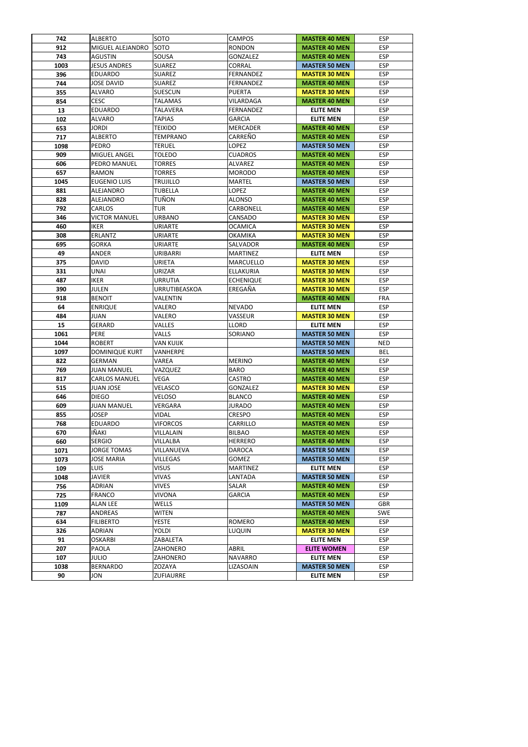| | | | | | |
|---|---|---|---|---|---|
| 742 | ALBERTO | SOTO | CAMPOS | MASTER 40 MEN | ESP |
| 912 | MIGUEL ALEJANDRO | SOTO | RONDON | MASTER 40 MEN | ESP |
| 743 | AGUSTIN | SOUSA | GONZALEZ | MASTER 40 MEN | ESP |
| 1003 | JESUS ANDRES | SUAREZ | CORRAL | MASTER 50 MEN | ESP |
| 396 | EDUARDO | SUAREZ | FERNANDEZ | MASTER 30 MEN | ESP |
| 744 | JOSE DAVID | SUAREZ | FERNANDEZ | MASTER 40 MEN | ESP |
| 355 | ALVARO | SUESCUN | PUERTA | MASTER 30 MEN | ESP |
| 854 | CESC | TALAMAS | VILARDAGA | MASTER 40 MEN | ESP |
| 13 | EDUARDO | TALAVERA | FERNANDEZ | ELITE MEN | ESP |
| 102 | ALVARO | TAPIAS | GARCIA | ELITE MEN | ESP |
| 653 | JORDI | TEIXIDO | MERCADER | MASTER 40 MEN | ESP |
| 717 | ALBERTO | TEMPRANO | CARREÑO | MASTER 40 MEN | ESP |
| 1098 | PEDRO | TERUEL | LOPEZ | MASTER 50 MEN | ESP |
| 909 | MIGUEL ANGEL | TOLEDO | CUADROS | MASTER 40 MEN | ESP |
| 606 | PEDRO MANUEL | TORRES | ALVAREZ | MASTER 40 MEN | ESP |
| 657 | RAMON | TORRES | MORODO | MASTER 40 MEN | ESP |
| 1045 | EUGENIO LUIS | TRUJILLO | MARTEL | MASTER 50 MEN | ESP |
| 881 | ALEJANDRO | TUBELLA | LOPEZ | MASTER 40 MEN | ESP |
| 828 | ALEJANDRO | TUÑON | ALONSO | MASTER 40 MEN | ESP |
| 792 | CARLOS | TUR | CARBONELL | MASTER 40 MEN | ESP |
| 346 | VICTOR MANUEL | URBANO | CANSADO | MASTER 30 MEN | ESP |
| 460 | IKER | URIARTE | OCAMICA | MASTER 30 MEN | ESP |
| 308 | ERLANTZ | URIARTE | OKAMIKA | MASTER 30 MEN | ESP |
| 695 | GORKA | URIARTE | SALVADOR | MASTER 40 MEN | ESP |
| 49 | ANDER | URIBARRI | MARTINEZ | ELITE MEN | ESP |
| 375 | DAVID | URIETA | MARCUELLO | MASTER 30 MEN | ESP |
| 331 | UNAI | URIZAR | ELLAKURIA | MASTER 30 MEN | ESP |
| 487 | IKER | URRUTIA | ECHENIQUE | MASTER 30 MEN | ESP |
| 390 | JULEN | URRUTIBEASKOA | EREGAÑA | MASTER 30 MEN | ESP |
| 918 | BENOIT | VALENTIN | | MASTER 40 MEN | FRA |
| 64 | ENRIQUE | VALERO | NEVADO | ELITE MEN | ESP |
| 484 | JUAN | VALERO | VASSEUR | MASTER 30 MEN | ESP |
| 15 | GERARD | VALLES | LLORD | ELITE MEN | ESP |
| 1061 | PERE | VALLS | SORIANO | MASTER 50 MEN | ESP |
| 1044 | ROBERT | VAN KUIJK | | MASTER 50 MEN | NED |
| 1097 | DOMINIQUE KURT | VANHERPE | | MASTER 50 MEN | BEL |
| 822 | GERMAN | VAREA | MERINO | MASTER 40 MEN | ESP |
| 769 | JUAN MANUEL | VAZQUEZ | BARO | MASTER 40 MEN | ESP |
| 817 | CARLOS MANUEL | VEGA | CASTRO | MASTER 40 MEN | ESP |
| 515 | JUAN JOSE | VELASCO | GONZALEZ | MASTER 30 MEN | ESP |
| 646 | DIEGO | VELOSO | BLANCO | MASTER 40 MEN | ESP |
| 609 | JUAN MANUEL | VERGARA | JURADO | MASTER 40 MEN | ESP |
| 855 | JOSEP | VIDAL | CRESPO | MASTER 40 MEN | ESP |
| 768 | EDUARDO | VIFORCOS | CARRILLO | MASTER 40 MEN | ESP |
| 670 | IÑAKI | VILLALAIN | BILBAO | MASTER 40 MEN | ESP |
| 660 | SERGIO | VILLALBA | HERRERO | MASTER 40 MEN | ESP |
| 1071 | JORGE TOMAS | VILLANUEVA | DAROCA | MASTER 50 MEN | ESP |
| 1073 | JOSE MARIA | VILLEGAS | GOMEZ | MASTER 50 MEN | ESP |
| 109 | LUIS | VISUS | MARTINEZ | ELITE MEN | ESP |
| 1048 | JAVIER | VIVAS | LANTADA | MASTER 50 MEN | ESP |
| 756 | ADRIAN | VIVES | SALAR | MASTER 40 MEN | ESP |
| 725 | FRANCO | VIVONA | GARCIA | MASTER 40 MEN | ESP |
| 1109 | ALAN LEE | WELLS | | MASTER 50 MEN | GBR |
| 787 | ANDREAS | WITEN | | MASTER 40 MEN | SWE |
| 634 | FILIBERTO | YESTE | ROMERO | MASTER 40 MEN | ESP |
| 326 | ADRIAN | YOLDI | LUQUIN | MASTER 30 MEN | ESP |
| 91 | OSKARBI | ZABALETA | | ELITE MEN | ESP |
| 207 | PAOLA | ZAHONERO | ABRIL | ELITE WOMEN | ESP |
| 107 | JULIO | ZAHONERO | NAVARRO | ELITE MEN | ESP |
| 1038 | BERNARDO | ZOZAYA | LIZASOAIN | MASTER 50 MEN | ESP |
| 90 | JON | ZUFIAURRE | | ELITE MEN | ESP |